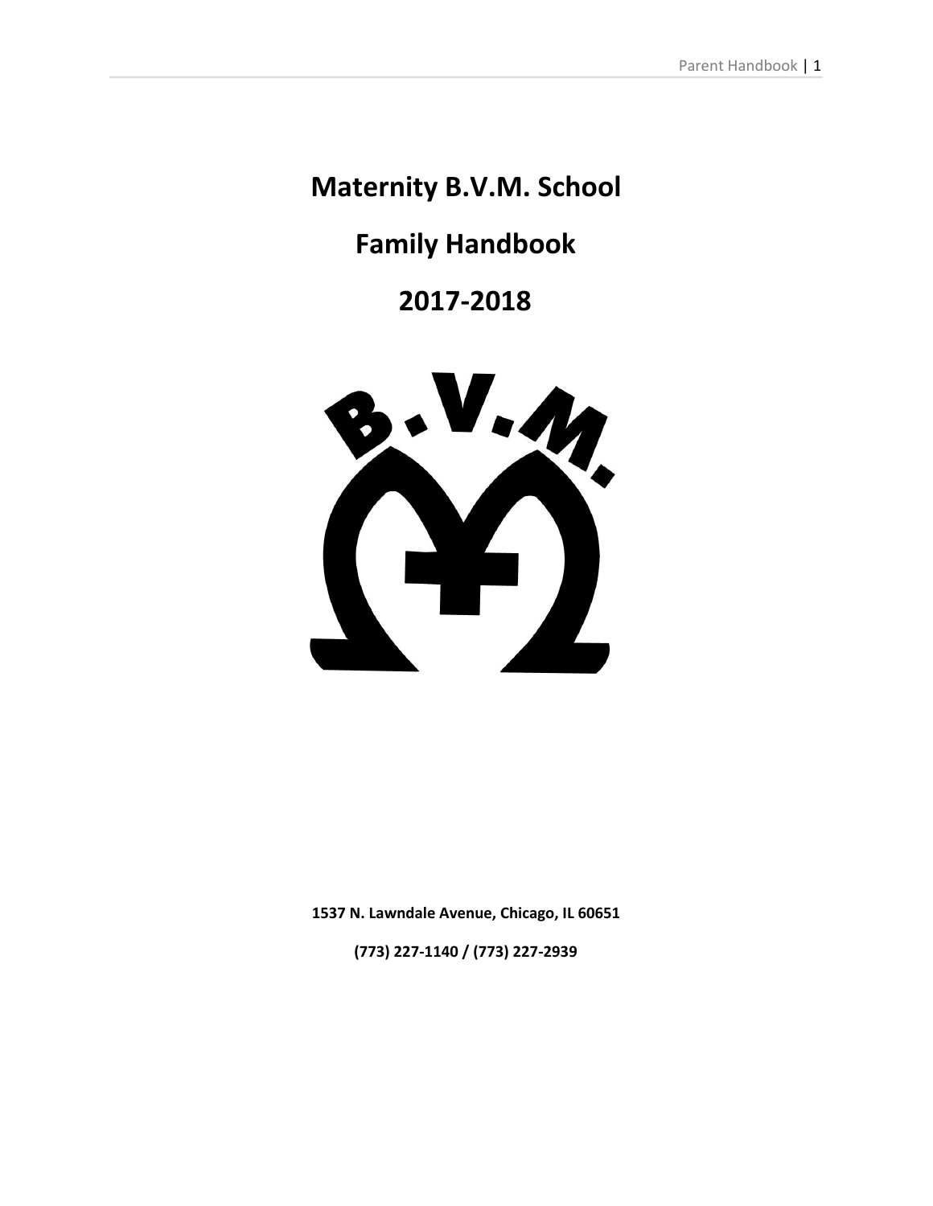# Maternity B.V.M. School

# Family Handbook

# 2017-2018

**1537 N. Lawndale Avenue, Chicago, IL 60651**

**(773) 227-1140 / (773) 227-2939**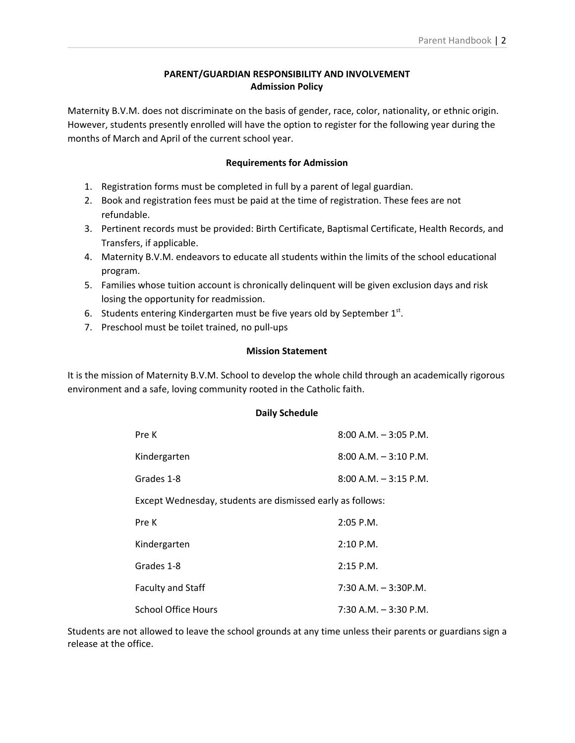## PARENT/GUARDIAN RESPONSIBILITY AND INVOLVEMENT

### Admission Policy

Maternity B.V.M. does not discriminate on the basis of gender, race, color, nationality, or ethnic origin. However, students presently enrolled will have the option to register for the following year during the months of March and April of the current school year.

### Requirements for Admission

1. Registration forms must be completed in full by a parent of legal guardian.
2. Book and registration fees must be paid at the time of registration. These fees are not refundable.
3. Pertinent records must be provided: Birth Certificate, Baptismal Certificate, Health Records, and Transfers, if applicable.
4. Maternity B.V.M. endeavors to educate all students within the limits of the school educational program.
5. Families whose tuition account is chronically delinquent will be given exclusion days and risk losing the opportunity for readmission.
6. Students entering Kindergarten must be five years old by September 1st.
7. Preschool must be toilet trained, no pull-ups

### Mission Statement

It is the mission of Maternity B.V.M. School to develop the whole child through an academically rigorous environment and a safe, loving community rooted in the Catholic faith.

### Daily Schedule

| | |
|---|---|
| Pre K | 8:00 A.M. – 3:05 P.M. |
| Kindergarten | 8:00 A.M. – 3:10 P.M. |
| Grades 1-8 | 8:00 A.M. – 3:15 P.M. |
| Except Wednesday, students are dismissed early as follows: | |
| Pre K | 2:05 P.M. |
| Kindergarten | 2:10 P.M. |
| Grades 1-8 | 2:15 P.M. |
| Faculty and Staff | 7:30 A.M. – 3:30P.M. |
| School Office Hours | 7:30 A.M. – 3:30 P.M. |

Students are not allowed to leave the school grounds at any time unless their parents or guardians sign a release at the office.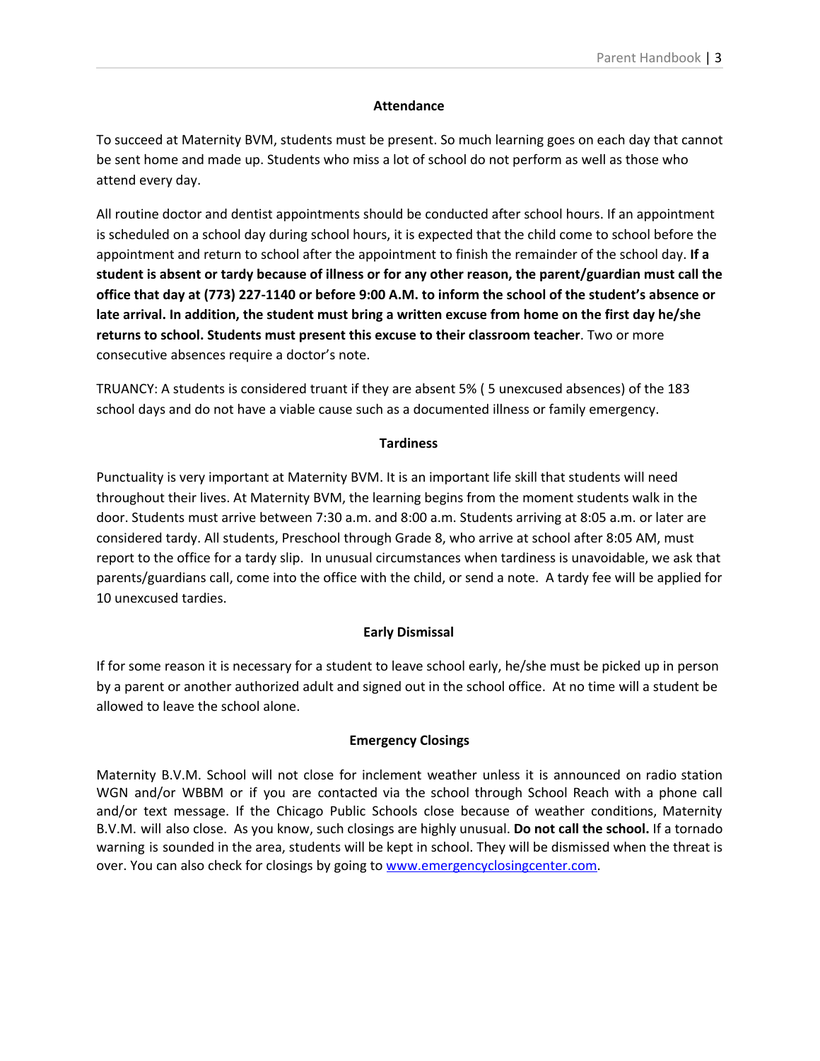## Attendance

To succeed at Maternity BVM, students must be present. So much learning goes on each day that cannot be sent home and made up. Students who miss a lot of school do not perform as well as those who attend every day.

All routine doctor and dentist appointments should be conducted after school hours. If an appointment is scheduled on a school day during school hours, it is expected that the child come to school before the appointment and return to school after the appointment to finish the remainder of the school day. **If a student is absent or tardy because of illness or for any other reason, the parent/guardian must call the office that day at (773) 227-1140 or before 9:00 A.M. to inform the school of the student's absence or late arrival. In addition, the student must bring a written excuse from home on the first day he/she returns to school. Students must present this excuse to their classroom teacher**. Two or more consecutive absences require a doctor's note.

TRUANCY: A students is considered truant if they are absent 5% ( 5 unexcused absences) of the 183 school days and do not have a viable cause such as a documented illness or family emergency.

## Tardiness

Punctuality is very important at Maternity BVM. It is an important life skill that students will need throughout their lives. At Maternity BVM, the learning begins from the moment students walk in the door. Students must arrive between 7:30 a.m. and 8:00 a.m. Students arriving at 8:05 a.m. or later are considered tardy. All students, Preschool through Grade 8, who arrive at school after 8:05 AM, must report to the office for a tardy slip. In unusual circumstances when tardiness is unavoidable, we ask that parents/guardians call, come into the office with the child, or send a note. A tardy fee will be applied for 10 unexcused tardies.

## Early Dismissal

If for some reason it is necessary for a student to leave school early, he/she must be picked up in person by a parent or another authorized adult and signed out in the school office. At no time will a student be allowed to leave the school alone.

## Emergency Closings

Maternity B.V.M. School will not close for inclement weather unless it is announced on radio station WGN and/or WBBM or if you are contacted via the school through School Reach with a phone call and/or text message. If the Chicago Public Schools close because of weather conditions, Maternity B.V.M. will also close. As you know, such closings are highly unusual. **Do not call the school.** If a tornado warning is sounded in the area, students will be kept in school. They will be dismissed when the threat is over. You can also check for closings by going to www.emergencyclosingcenter.com.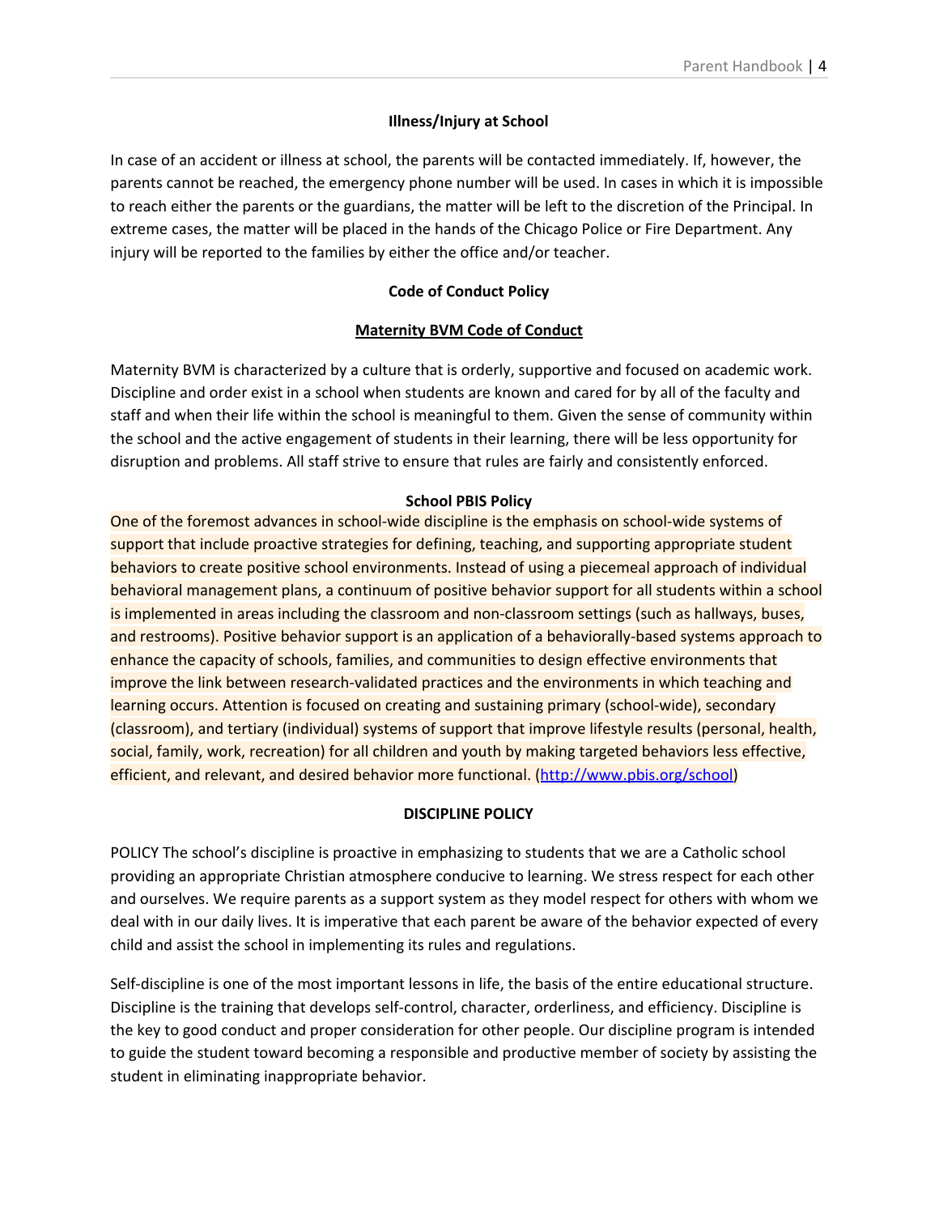### Illness/Injury at School

In case of an accident or illness at school, the parents will be contacted immediately. If, however, the parents cannot be reached, the emergency phone number will be used. In cases in which it is impossible to reach either the parents or the guardians, the matter will be left to the discretion of the Principal. In extreme cases, the matter will be placed in the hands of the Chicago Police or Fire Department. Any injury will be reported to the families by either the office and/or teacher.

### Code of Conduct Policy

#### Maternity BVM Code of Conduct

Maternity BVM is characterized by a culture that is orderly, supportive and focused on academic work. Discipline and order exist in a school when students are known and cared for by all of the faculty and staff and when their life within the school is meaningful to them. Given the sense of community within the school and the active engagement of students in their learning, there will be less opportunity for disruption and problems. All staff strive to ensure that rules are fairly and consistently enforced.

### School PBIS Policy

One of the foremost advances in school-wide discipline is the emphasis on school-wide systems of support that include proactive strategies for defining, teaching, and supporting appropriate student behaviors to create positive school environments. Instead of using a piecemeal approach of individual behavioral management plans, a continuum of positive behavior support for all students within a school is implemented in areas including the classroom and non-classroom settings (such as hallways, buses, and restrooms). Positive behavior support is an application of a behaviorally-based systems approach to enhance the capacity of schools, families, and communities to design effective environments that improve the link between research-validated practices and the environments in which teaching and learning occurs. Attention is focused on creating and sustaining primary (school-wide), secondary (classroom), and tertiary (individual) systems of support that improve lifestyle results (personal, health, social, family, work, recreation) for all children and youth by making targeted behaviors less effective, efficient, and relevant, and desired behavior more functional. (http://www.pbis.org/school)

### DISCIPLINE POLICY

POLICY The school's discipline is proactive in emphasizing to students that we are a Catholic school providing an appropriate Christian atmosphere conducive to learning. We stress respect for each other and ourselves. We require parents as a support system as they model respect for others with whom we deal with in our daily lives. It is imperative that each parent be aware of the behavior expected of every child and assist the school in implementing its rules and regulations.

Self-discipline is one of the most important lessons in life, the basis of the entire educational structure. Discipline is the training that develops self-control, character, orderliness, and efficiency. Discipline is the key to good conduct and proper consideration for other people. Our discipline program is intended to guide the student toward becoming a responsible and productive member of society by assisting the student in eliminating inappropriate behavior.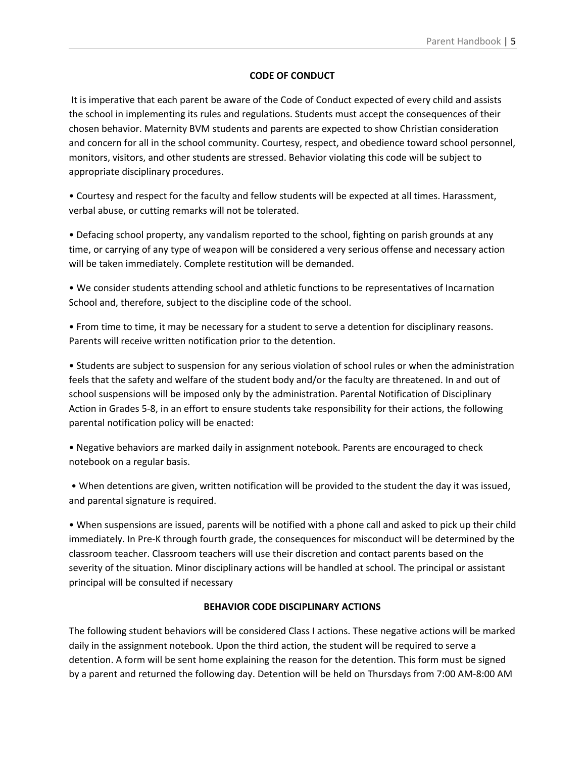## CODE OF CONDUCT

It is imperative that each parent be aware of the Code of Conduct expected of every child and assists the school in implementing its rules and regulations. Students must accept the consequences of their chosen behavior. Maternity BVM students and parents are expected to show Christian consideration and concern for all in the school community. Courtesy, respect, and obedience toward school personnel, monitors, visitors, and other students are stressed. Behavior violating this code will be subject to appropriate disciplinary procedures.

- Courtesy and respect for the faculty and fellow students will be expected at all times. Harassment, verbal abuse, or cutting remarks will not be tolerated.

- Defacing school property, any vandalism reported to the school, fighting on parish grounds at any time, or carrying of any type of weapon will be considered a very serious offense and necessary action will be taken immediately. Complete restitution will be demanded.

- We consider students attending school and athletic functions to be representatives of Incarnation School and, therefore, subject to the discipline code of the school.

- From time to time, it may be necessary for a student to serve a detention for disciplinary reasons. Parents will receive written notification prior to the detention.

- Students are subject to suspension for any serious violation of school rules or when the administration feels that the safety and welfare of the student body and/or the faculty are threatened. In and out of school suspensions will be imposed only by the administration. Parental Notification of Disciplinary Action in Grades 5-8, in an effort to ensure students take responsibility for their actions, the following parental notification policy will be enacted:

- Negative behaviors are marked daily in assignment notebook. Parents are encouraged to check notebook on a regular basis.

- When detentions are given, written notification will be provided to the student the day it was issued, and parental signature is required.

- When suspensions are issued, parents will be notified with a phone call and asked to pick up their child immediately. In Pre-K through fourth grade, the consequences for misconduct will be determined by the classroom teacher. Classroom teachers will use their discretion and contact parents based on the severity of the situation. Minor disciplinary actions will be handled at school. The principal or assistant principal will be consulted if necessary

## BEHAVIOR CODE DISCIPLINARY ACTIONS

The following student behaviors will be considered Class I actions. These negative actions will be marked daily in the assignment notebook. Upon the third action, the student will be required to serve a detention. A form will be sent home explaining the reason for the detention. This form must be signed by a parent and returned the following day. Detention will be held on Thursdays from 7:00 AM-8:00 AM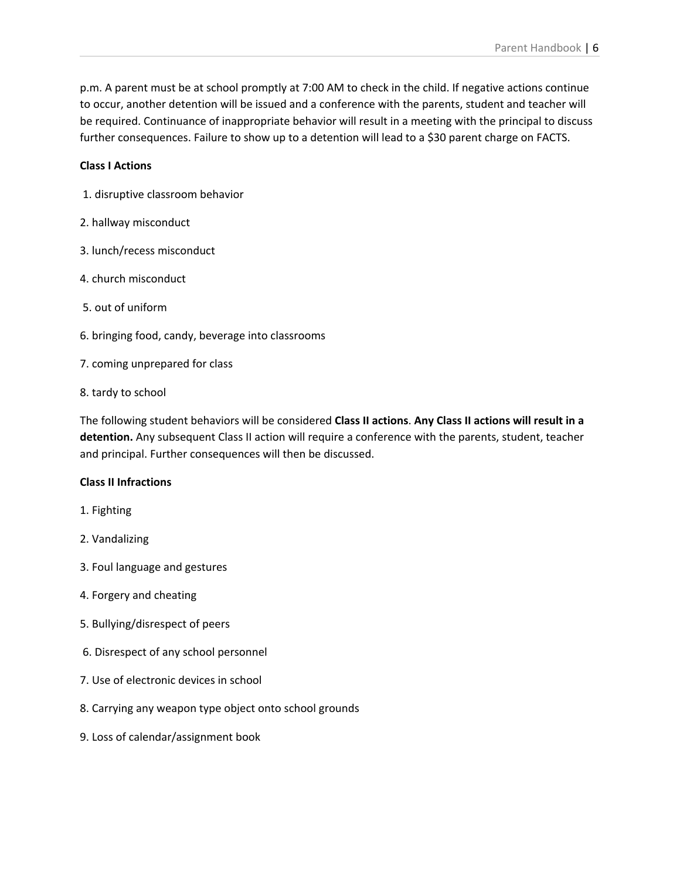p.m. A parent must be at school promptly at 7:00 AM to check in the child. If negative actions continue to occur, another detention will be issued and a conference with the parents, student and teacher will be required. Continuance of inappropriate behavior will result in a meeting with the principal to discuss further consequences. Failure to show up to a detention will lead to a $30 parent charge on FACTS.

**Class I Actions**

1. disruptive classroom behavior
2. hallway misconduct
3. lunch/recess misconduct
4. church misconduct
5. out of uniform
6. bringing food, candy, beverage into classrooms
7. coming unprepared for class
8. tardy to school

The following student behaviors will be considered **Class II actions**. **Any Class II actions will result in a detention.** Any subsequent Class II action will require a conference with the parents, student, teacher and principal. Further consequences will then be discussed.

**Class II Infractions**

1. Fighting
2. Vandalizing
3. Foul language and gestures
4. Forgery and cheating
5. Bullying/disrespect of peers
6. Disrespect of any school personnel
7. Use of electronic devices in school
8. Carrying any weapon type object onto school grounds
9. Loss of calendar/assignment book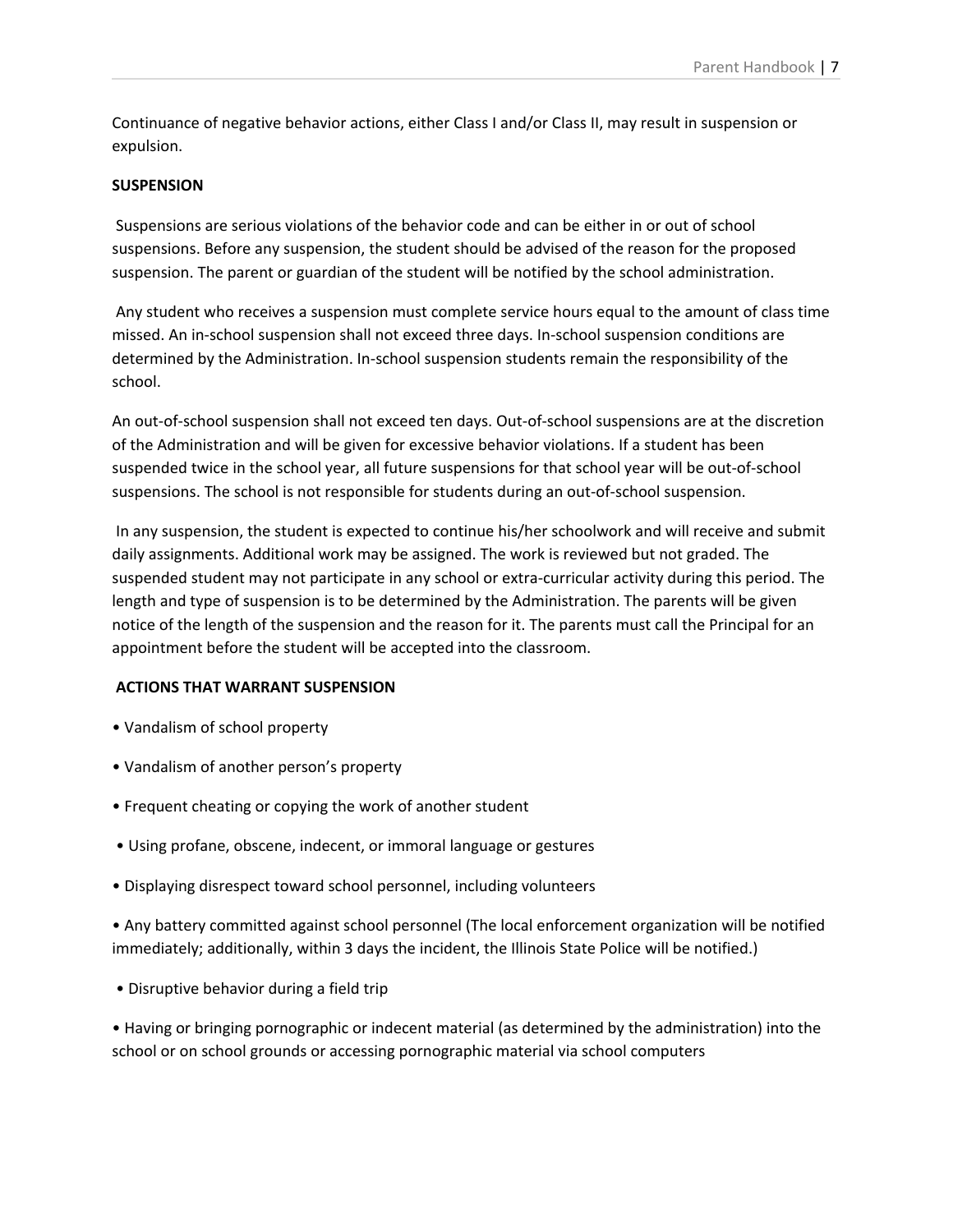Continuance of negative behavior actions, either Class I and/or Class II, may result in suspension or expulsion.

**SUSPENSION**

Suspensions are serious violations of the behavior code and can be either in or out of school suspensions. Before any suspension, the student should be advised of the reason for the proposed suspension. The parent or guardian of the student will be notified by the school administration.

Any student who receives a suspension must complete service hours equal to the amount of class time missed. An in-school suspension shall not exceed three days. In-school suspension conditions are determined by the Administration. In-school suspension students remain the responsibility of the school.

An out-of-school suspension shall not exceed ten days. Out-of-school suspensions are at the discretion of the Administration and will be given for excessive behavior violations. If a student has been suspended twice in the school year, all future suspensions for that school year will be out-of-school suspensions. The school is not responsible for students during an out-of-school suspension.

In any suspension, the student is expected to continue his/her schoolwork and will receive and submit daily assignments. Additional work may be assigned. The work is reviewed but not graded. The suspended student may not participate in any school or extra-curricular activity during this period. The length and type of suspension is to be determined by the Administration. The parents will be given notice of the length of the suspension and the reason for it. The parents must call the Principal for an appointment before the student will be accepted into the classroom.

**ACTIONS THAT WARRANT SUSPENSION**

- Vandalism of school property
- Vandalism of another person's property
- Frequent cheating or copying the work of another student
- Using profane, obscene, indecent, or immoral language or gestures
- Displaying disrespect toward school personnel, including volunteers
- Any battery committed against school personnel (The local enforcement organization will be notified immediately; additionally, within 3 days the incident, the Illinois State Police will be notified.)
- Disruptive behavior during a field trip
- Having or bringing pornographic or indecent material (as determined by the administration) into the school or on school grounds or accessing pornographic material via school computers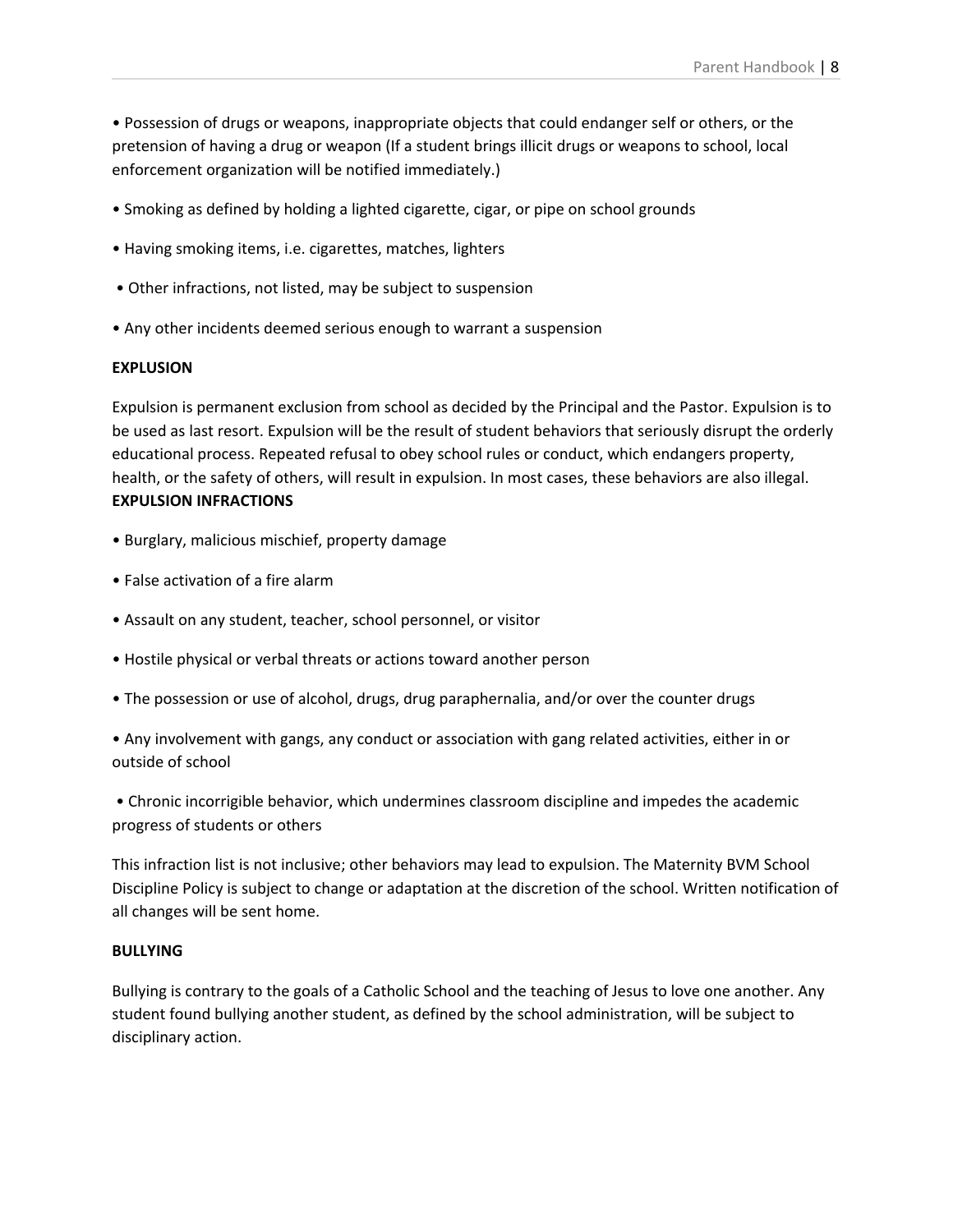- Possession of drugs or weapons, inappropriate objects that could endanger self or others, or the pretension of having a drug or weapon (If a student brings illicit drugs or weapons to school, local enforcement organization will be notified immediately.)
- Smoking as defined by holding a lighted cigarette, cigar, or pipe on school grounds
- Having smoking items, i.e. cigarettes, matches, lighters
- Other infractions, not listed, may be subject to suspension
- Any other incidents deemed serious enough to warrant a suspension

**EXPULSION**

Expulsion is permanent exclusion from school as decided by the Principal and the Pastor. Expulsion is to be used as last resort. Expulsion will be the result of student behaviors that seriously disrupt the orderly educational process. Repeated refusal to obey school rules or conduct, which endangers property, health, or the safety of others, will result in expulsion. In most cases, these behaviors are also illegal.

**EXPULSION INFRACTIONS**

- Burglary, malicious mischief, property damage
- False activation of a fire alarm
- Assault on any student, teacher, school personnel, or visitor
- Hostile physical or verbal threats or actions toward another person
- The possession or use of alcohol, drugs, drug paraphernalia, and/or over the counter drugs
- Any involvement with gangs, any conduct or association with gang related activities, either in or outside of school
- Chronic incorrigible behavior, which undermines classroom discipline and impedes the academic progress of students or others

This infraction list is not inclusive; other behaviors may lead to expulsion. The Maternity BVM School Discipline Policy is subject to change or adaptation at the discretion of the school. Written notification of all changes will be sent home.

**BULLYING**

Bullying is contrary to the goals of a Catholic School and the teaching of Jesus to love one another. Any student found bullying another student, as defined by the school administration, will be subject to disciplinary action.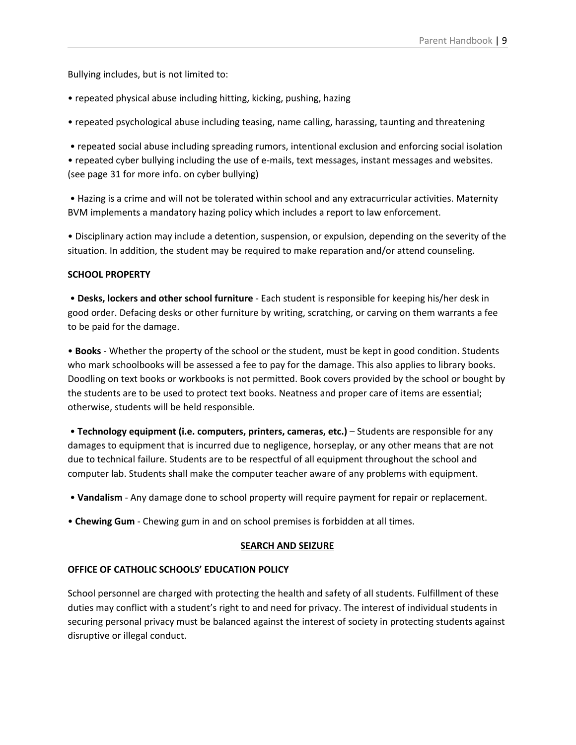Bullying includes, but is not limited to:

- repeated physical abuse including hitting, kicking, pushing, hazing
- repeated psychological abuse including teasing, name calling, harassing, taunting and threatening
- repeated social abuse including spreading rumors, intentional exclusion and enforcing social isolation
- repeated cyber bullying including the use of e-mails, text messages, instant messages and websites. (see page 31 for more info. on cyber bullying)
- Hazing is a crime and will not be tolerated within school and any extracurricular activities. Maternity BVM implements a mandatory hazing policy which includes a report to law enforcement.
- Disciplinary action may include a detention, suspension, or expulsion, depending on the severity of the situation. In addition, the student may be required to make reparation and/or attend counseling.

**SCHOOL PROPERTY**

- **Desks, lockers and other school furniture** - Each student is responsible for keeping his/her desk in good order. Defacing desks or other furniture by writing, scratching, or carving on them warrants a fee to be paid for the damage.
- **Books** - Whether the property of the school or the student, must be kept in good condition. Students who mark schoolbooks will be assessed a fee to pay for the damage. This also applies to library books. Doodling on text books or workbooks is not permitted. Book covers provided by the school or bought by the students are to be used to protect text books. Neatness and proper care of items are essential; otherwise, students will be held responsible.
- **Technology equipment (i.e. computers, printers, cameras, etc.)** – Students are responsible for any damages to equipment that is incurred due to negligence, horseplay, or any other means that are not due to technical failure. Students are to be respectful of all equipment throughout the school and computer lab. Students shall make the computer teacher aware of any problems with equipment.
- **Vandalism** - Any damage done to school property will require payment for repair or replacement.
- **Chewing Gum** - Chewing gum in and on school premises is forbidden at all times.

## SEARCH AND SEIZURE

**OFFICE OF CATHOLIC SCHOOLS' EDUCATION POLICY**

School personnel are charged with protecting the health and safety of all students. Fulfillment of these duties may conflict with a student's right to and need for privacy. The interest of individual students in securing personal privacy must be balanced against the interest of society in protecting students against disruptive or illegal conduct.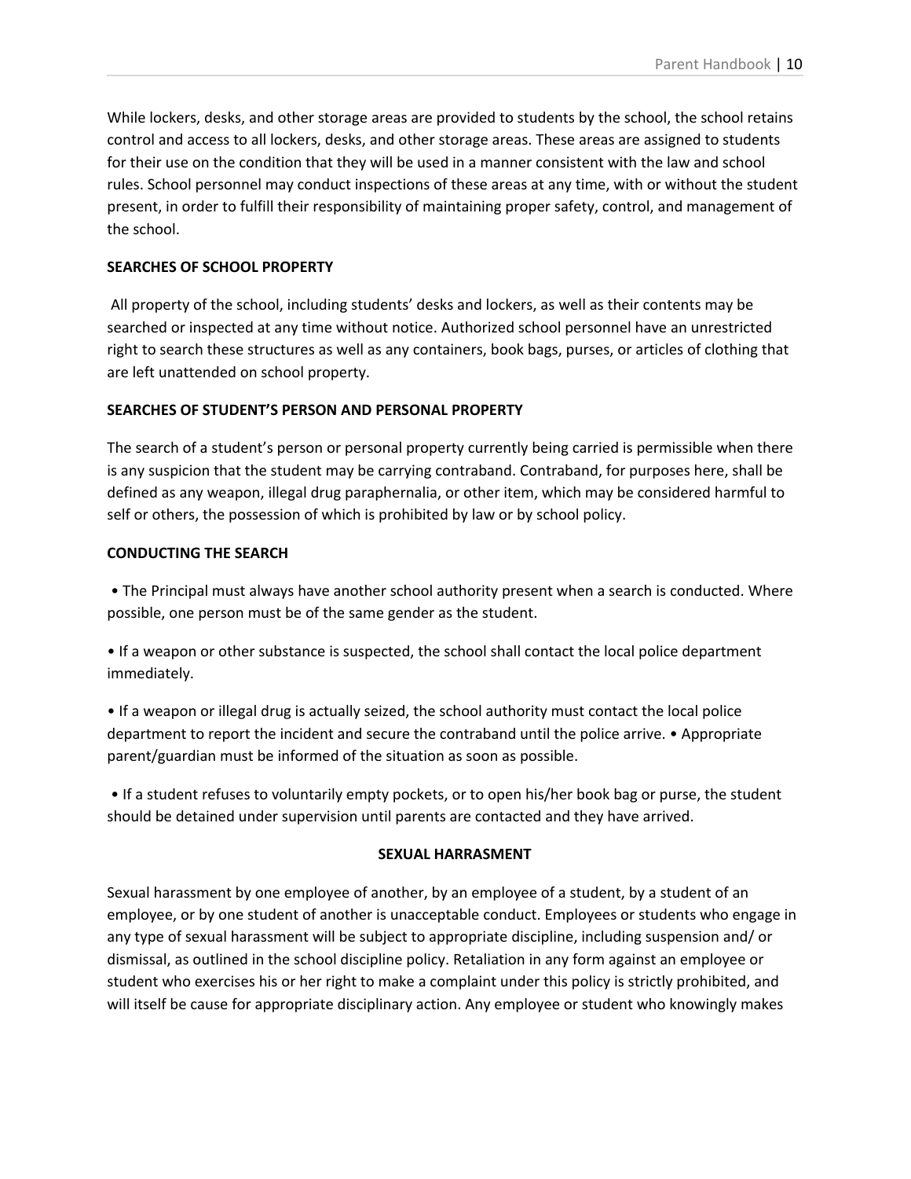While lockers, desks, and other storage areas are provided to students by the school, the school retains control and access to all lockers, desks, and other storage areas. These areas are assigned to students for their use on the condition that they will be used in a manner consistent with the law and school rules. School personnel may conduct inspections of these areas at any time, with or without the student present, in order to fulfill their responsibility of maintaining proper safety, control, and management of the school.

**SEARCHES OF SCHOOL PROPERTY**

All property of the school, including students' desks and lockers, as well as their contents may be searched or inspected at any time without notice. Authorized school personnel have an unrestricted right to search these structures as well as any containers, book bags, purses, or articles of clothing that are left unattended on school property.

**SEARCHES OF STUDENT'S PERSON AND PERSONAL PROPERTY**

The search of a student's person or personal property currently being carried is permissible when there is any suspicion that the student may be carrying contraband. Contraband, for purposes here, shall be defined as any weapon, illegal drug paraphernalia, or other item, which may be considered harmful to self or others, the possession of which is prohibited by law or by school policy.

**CONDUCTING THE SEARCH**

- The Principal must always have another school authority present when a search is conducted. Where possible, one person must be of the same gender as the student.
- If a weapon or other substance is suspected, the school shall contact the local police department immediately.
- If a weapon or illegal drug is actually seized, the school authority must contact the local police department to report the incident and secure the contraband until the police arrive.
- Appropriate parent/guardian must be informed of the situation as soon as possible.
- If a student refuses to voluntarily empty pockets, or to open his/her book bag or purse, the student should be detained under supervision until parents are contacted and they have arrived.

## SEXUAL HARRASMENT

Sexual harassment by one employee of another, by an employee of a student, by a student of an employee, or by one student of another is unacceptable conduct. Employees or students who engage in any type of sexual harassment will be subject to appropriate discipline, including suspension and/ or dismissal, as outlined in the school discipline policy. Retaliation in any form against an employee or student who exercises his or her right to make a complaint under this policy is strictly prohibited, and will itself be cause for appropriate disciplinary action. Any employee or student who knowingly makes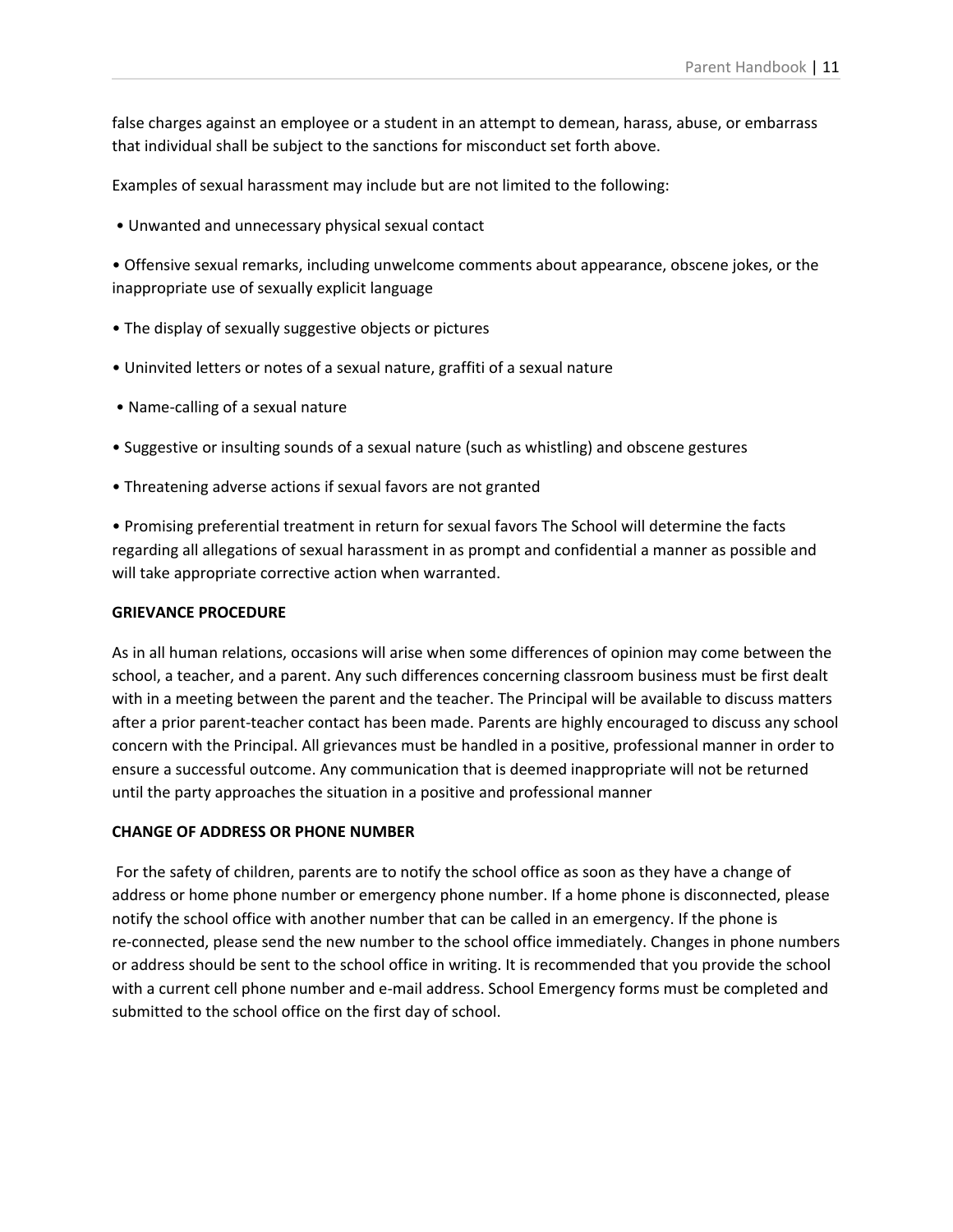false charges against an employee or a student in an attempt to demean, harass, abuse, or embarrass that individual shall be subject to the sanctions for misconduct set forth above.

Examples of sexual harassment may include but are not limited to the following:

- Unwanted and unnecessary physical sexual contact
- Offensive sexual remarks, including unwelcome comments about appearance, obscene jokes, or the inappropriate use of sexually explicit language
- The display of sexually suggestive objects or pictures
- Uninvited letters or notes of a sexual nature, graffiti of a sexual nature
- Name-calling of a sexual nature
- Suggestive or insulting sounds of a sexual nature (such as whistling) and obscene gestures
- Threatening adverse actions if sexual favors are not granted
- Promising preferential treatment in return for sexual favors The School will determine the facts regarding all allegations of sexual harassment in as prompt and confidential a manner as possible and will take appropriate corrective action when warranted.

**GRIEVANCE PROCEDURE**

As in all human relations, occasions will arise when some differences of opinion may come between the school, a teacher, and a parent. Any such differences concerning classroom business must be first dealt with in a meeting between the parent and the teacher. The Principal will be available to discuss matters after a prior parent-teacher contact has been made. Parents are highly encouraged to discuss any school concern with the Principal. All grievances must be handled in a positive, professional manner in order to ensure a successful outcome. Any communication that is deemed inappropriate will not be returned until the party approaches the situation in a positive and professional manner

**CHANGE OF ADDRESS OR PHONE NUMBER**

For the safety of children, parents are to notify the school office as soon as they have a change of address or home phone number or emergency phone number. If a home phone is disconnected, please notify the school office with another number that can be called in an emergency. If the phone is re-connected, please send the new number to the school office immediately. Changes in phone numbers or address should be sent to the school office in writing. It is recommended that you provide the school with a current cell phone number and e-mail address. School Emergency forms must be completed and submitted to the school office on the first day of school.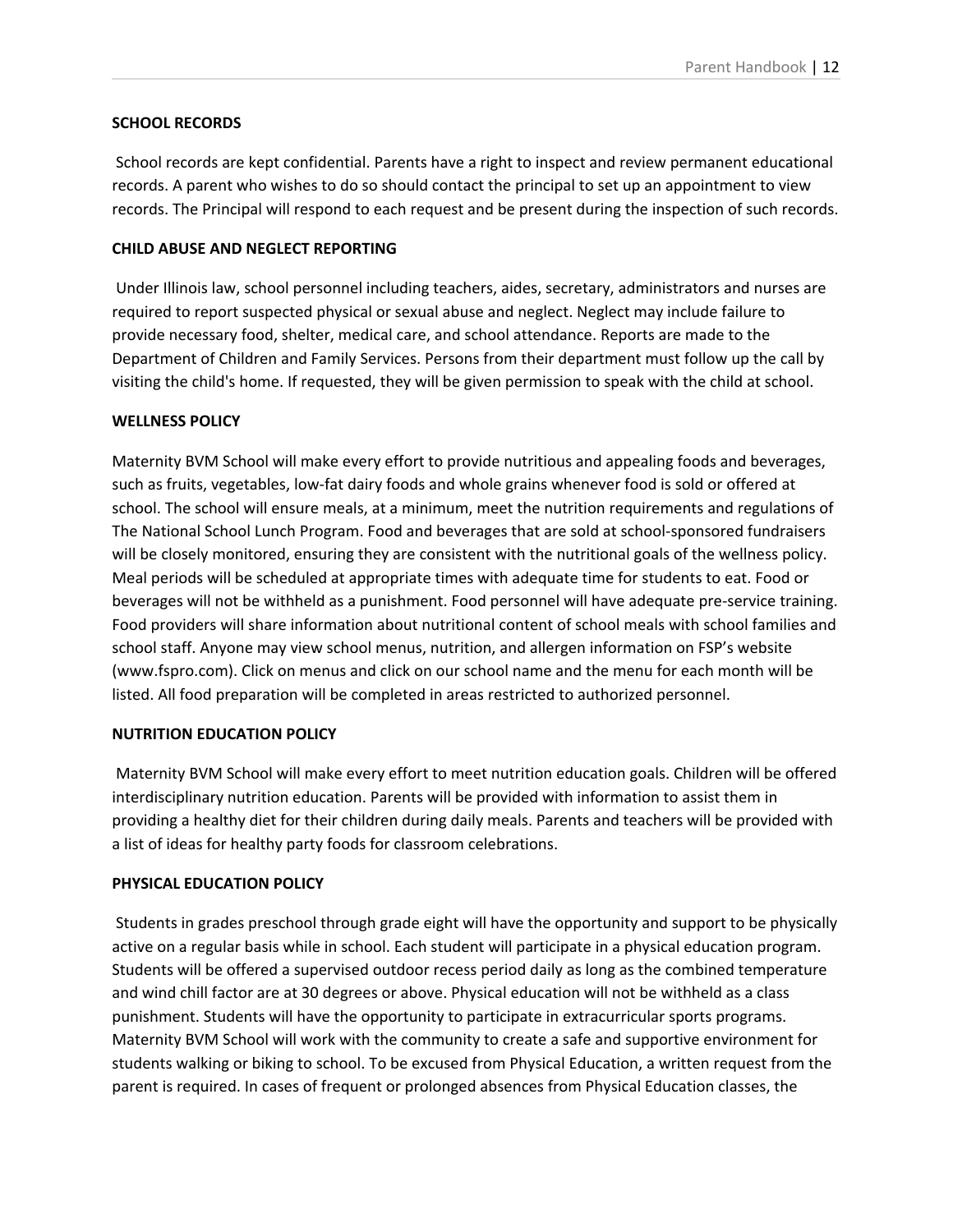**SCHOOL RECORDS**

School records are kept confidential. Parents have a right to inspect and review permanent educational records. A parent who wishes to do so should contact the principal to set up an appointment to view records. The Principal will respond to each request and be present during the inspection of such records.

**CHILD ABUSE AND NEGLECT REPORTING**

Under Illinois law, school personnel including teachers, aides, secretary, administrators and nurses are required to report suspected physical or sexual abuse and neglect. Neglect may include failure to provide necessary food, shelter, medical care, and school attendance. Reports are made to the Department of Children and Family Services. Persons from their department must follow up the call by visiting the child's home. If requested, they will be given permission to speak with the child at school.

**WELLNESS POLICY**

Maternity BVM School will make every effort to provide nutritious and appealing foods and beverages, such as fruits, vegetables, low-fat dairy foods and whole grains whenever food is sold or offered at school. The school will ensure meals, at a minimum, meet the nutrition requirements and regulations of The National School Lunch Program. Food and beverages that are sold at school-sponsored fundraisers will be closely monitored, ensuring they are consistent with the nutritional goals of the wellness policy. Meal periods will be scheduled at appropriate times with adequate time for students to eat. Food or beverages will not be withheld as a punishment. Food personnel will have adequate pre-service training. Food providers will share information about nutritional content of school meals with school families and school staff. Anyone may view school menus, nutrition, and allergen information on FSP's website (www.fspro.com). Click on menus and click on our school name and the menu for each month will be listed. All food preparation will be completed in areas restricted to authorized personnel.

**NUTRITION EDUCATION POLICY**

Maternity BVM School will make every effort to meet nutrition education goals. Children will be offered interdisciplinary nutrition education. Parents will be provided with information to assist them in providing a healthy diet for their children during daily meals. Parents and teachers will be provided with a list of ideas for healthy party foods for classroom celebrations.

**PHYSICAL EDUCATION POLICY**

Students in grades preschool through grade eight will have the opportunity and support to be physically active on a regular basis while in school. Each student will participate in a physical education program. Students will be offered a supervised outdoor recess period daily as long as the combined temperature and wind chill factor are at 30 degrees or above. Physical education will not be withheld as a class punishment. Students will have the opportunity to participate in extracurricular sports programs. Maternity BVM School will work with the community to create a safe and supportive environment for students walking or biking to school. To be excused from Physical Education, a written request from the parent is required. In cases of frequent or prolonged absences from Physical Education classes, the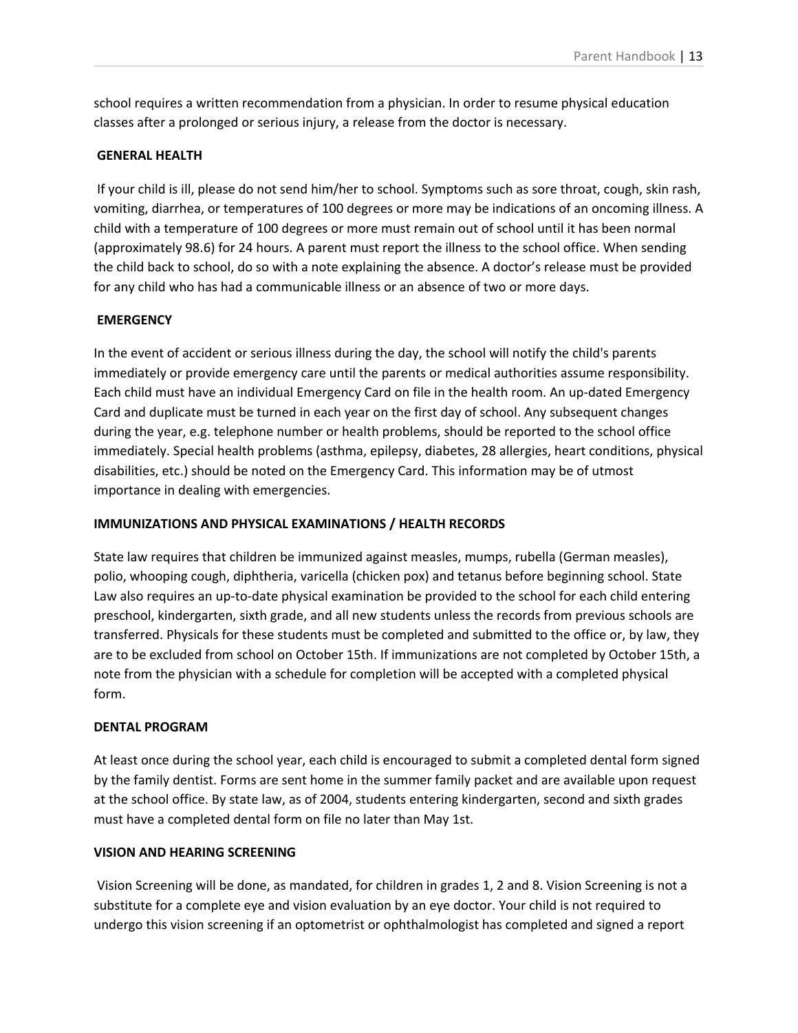school requires a written recommendation from a physician. In order to resume physical education classes after a prolonged or serious injury, a release from the doctor is necessary.

**GENERAL HEALTH**

If your child is ill, please do not send him/her to school. Symptoms such as sore throat, cough, skin rash, vomiting, diarrhea, or temperatures of 100 degrees or more may be indications of an oncoming illness. A child with a temperature of 100 degrees or more must remain out of school until it has been normal (approximately 98.6) for 24 hours. A parent must report the illness to the school office. When sending the child back to school, do so with a note explaining the absence. A doctor's release must be provided for any child who has had a communicable illness or an absence of two or more days.

**EMERGENCY**

In the event of accident or serious illness during the day, the school will notify the child's parents immediately or provide emergency care until the parents or medical authorities assume responsibility. Each child must have an individual Emergency Card on file in the health room. An up-dated Emergency Card and duplicate must be turned in each year on the first day of school. Any subsequent changes during the year, e.g. telephone number or health problems, should be reported to the school office immediately. Special health problems (asthma, epilepsy, diabetes, 28 allergies, heart conditions, physical disabilities, etc.) should be noted on the Emergency Card. This information may be of utmost importance in dealing with emergencies.

**IMMUNIZATIONS AND PHYSICAL EXAMINATIONS / HEALTH RECORDS**

State law requires that children be immunized against measles, mumps, rubella (German measles), polio, whooping cough, diphtheria, varicella (chicken pox) and tetanus before beginning school. State Law also requires an up-to-date physical examination be provided to the school for each child entering preschool, kindergarten, sixth grade, and all new students unless the records from previous schools are transferred. Physicals for these students must be completed and submitted to the office or, by law, they are to be excluded from school on October 15th. If immunizations are not completed by October 15th, a note from the physician with a schedule for completion will be accepted with a completed physical form.

**DENTAL PROGRAM**

At least once during the school year, each child is encouraged to submit a completed dental form signed by the family dentist. Forms are sent home in the summer family packet and are available upon request at the school office. By state law, as of 2004, students entering kindergarten, second and sixth grades must have a completed dental form on file no later than May 1st.

**VISION AND HEARING SCREENING**

Vision Screening will be done, as mandated, for children in grades 1, 2 and 8. Vision Screening is not a substitute for a complete eye and vision evaluation by an eye doctor. Your child is not required to undergo this vision screening if an optometrist or ophthalmologist has completed and signed a report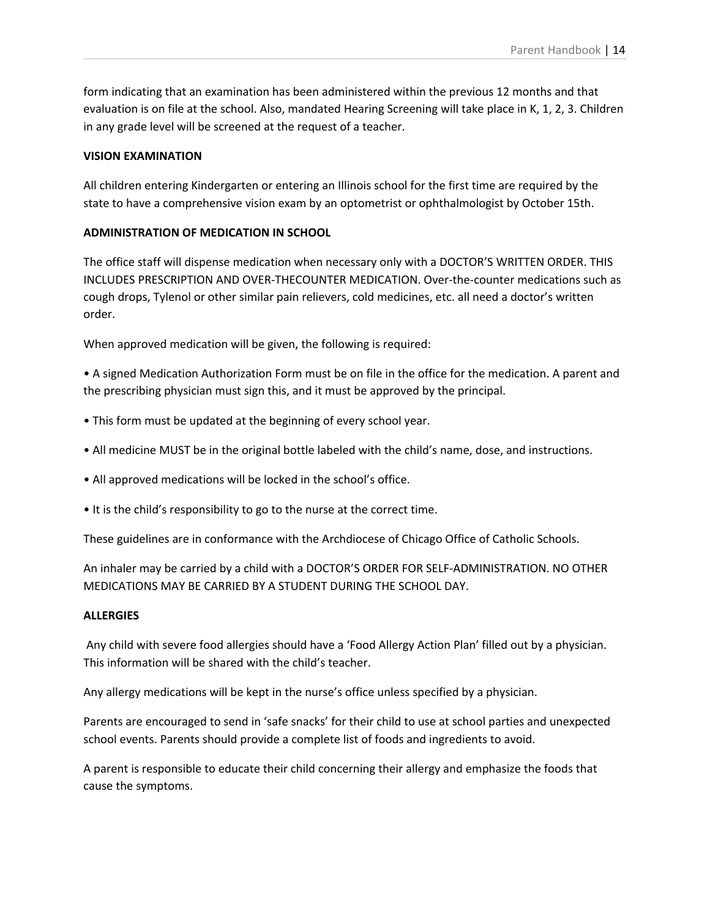form indicating that an examination has been administered within the previous 12 months and that evaluation is on file at the school. Also, mandated Hearing Screening will take place in K, 1, 2, 3. Children in any grade level will be screened at the request of a teacher.

**VISION EXAMINATION**

All children entering Kindergarten or entering an Illinois school for the first time are required by the state to have a comprehensive vision exam by an optometrist or ophthalmologist by October 15th.

**ADMINISTRATION OF MEDICATION IN SCHOOL**

The office staff will dispense medication when necessary only with a DOCTOR'S WRITTEN ORDER. THIS INCLUDES PRESCRIPTION AND OVER-THECOUNTER MEDICATION. Over-the-counter medications such as cough drops, Tylenol or other similar pain relievers, cold medicines, etc. all need a doctor's written order.

When approved medication will be given, the following is required:

- A signed Medication Authorization Form must be on file in the office for the medication. A parent and the prescribing physician must sign this, and it must be approved by the principal.
- This form must be updated at the beginning of every school year.
- All medicine MUST be in the original bottle labeled with the child's name, dose, and instructions.
- All approved medications will be locked in the school's office.
- It is the child's responsibility to go to the nurse at the correct time.

These guidelines are in conformance with the Archdiocese of Chicago Office of Catholic Schools.

An inhaler may be carried by a child with a DOCTOR'S ORDER FOR SELF-ADMINISTRATION. NO OTHER MEDICATIONS MAY BE CARRIED BY A STUDENT DURING THE SCHOOL DAY.

**ALLERGIES**

Any child with severe food allergies should have a 'Food Allergy Action Plan' filled out by a physician. This information will be shared with the child's teacher.

Any allergy medications will be kept in the nurse's office unless specified by a physician.

Parents are encouraged to send in 'safe snacks' for their child to use at school parties and unexpected school events. Parents should provide a complete list of foods and ingredients to avoid.

A parent is responsible to educate their child concerning their allergy and emphasize the foods that cause the symptoms.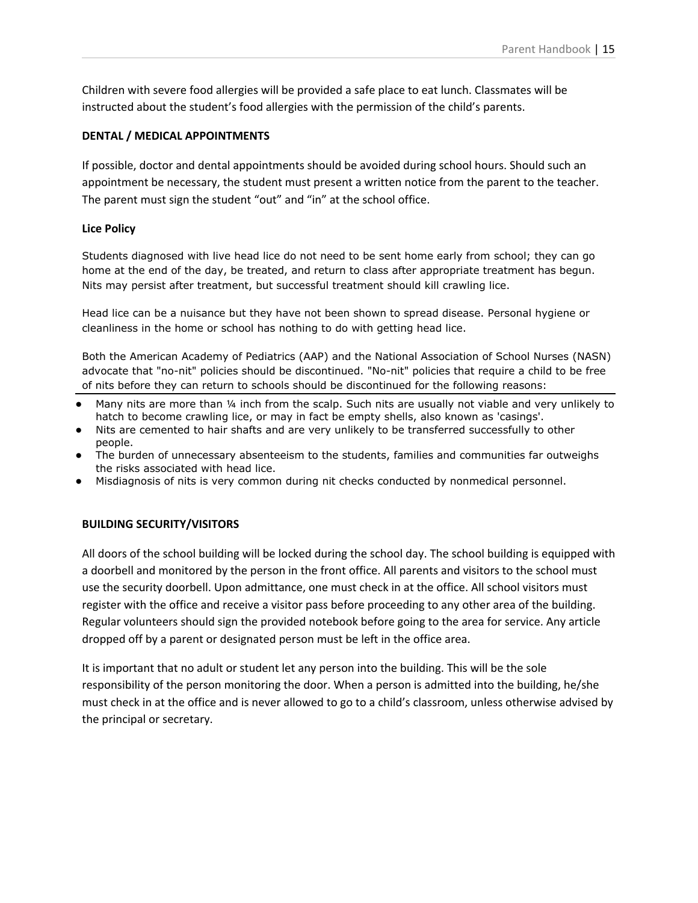Children with severe food allergies will be provided a safe place to eat lunch. Classmates will be instructed about the student's food allergies with the permission of the child's parents.

### DENTAL / MEDICAL APPOINTMENTS

If possible, doctor and dental appointments should be avoided during school hours. Should such an appointment be necessary, the student must present a written notice from the parent to the teacher. The parent must sign the student "out" and "in" at the school office.

### Lice Policy

Students diagnosed with live head lice do not need to be sent home early from school; they can go home at the end of the day, be treated, and return to class after appropriate treatment has begun. Nits may persist after treatment, but successful treatment should kill crawling lice.

Head lice can be a nuisance but they have not been shown to spread disease. Personal hygiene or cleanliness in the home or school has nothing to do with getting head lice.

Both the American Academy of Pediatrics (AAP) and the National Association of School Nurses (NASN) advocate that "no-nit" policies should be discontinued. "No-nit" policies that require a child to be free of nits before they can return to schools should be discontinued for the following reasons:

- Many nits are more than ¼ inch from the scalp. Such nits are usually not viable and very unlikely to hatch to become crawling lice, or may in fact be empty shells, also known as 'casings'.
- Nits are cemented to hair shafts and are very unlikely to be transferred successfully to other people.
- The burden of unnecessary absenteeism to the students, families and communities far outweighs the risks associated with head lice.
- Misdiagnosis of nits is very common during nit checks conducted by nonmedical personnel.

### BUILDING SECURITY/VISITORS

All doors of the school building will be locked during the school day. The school building is equipped with a doorbell and monitored by the person in the front office. All parents and visitors to the school must use the security doorbell. Upon admittance, one must check in at the office. All school visitors must register with the office and receive a visitor pass before proceeding to any other area of the building. Regular volunteers should sign the provided notebook before going to the area for service. Any article dropped off by a parent or designated person must be left in the office area.

It is important that no adult or student let any person into the building. This will be the sole responsibility of the person monitoring the door. When a person is admitted into the building, he/she must check in at the office and is never allowed to go to a child's classroom, unless otherwise advised by the principal or secretary.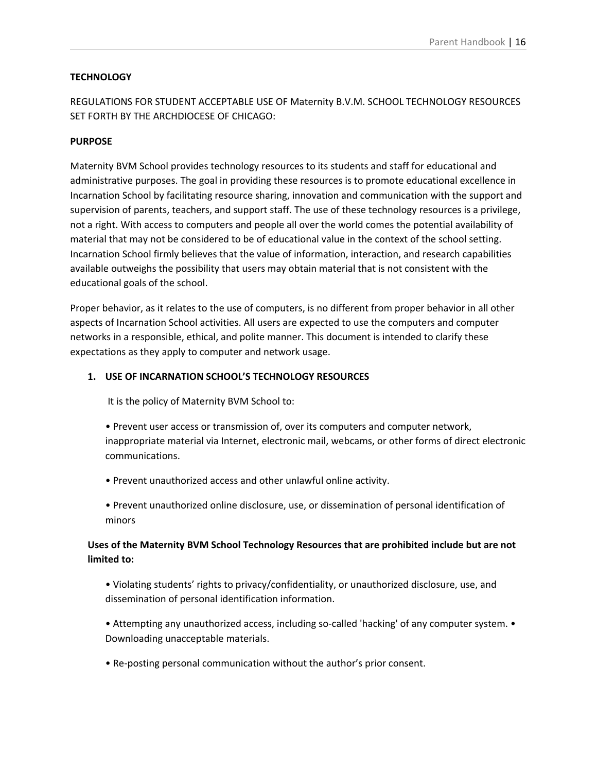**TECHNOLOGY**

REGULATIONS FOR STUDENT ACCEPTABLE USE OF Maternity B.V.M. SCHOOL TECHNOLOGY RESOURCES SET FORTH BY THE ARCHDIOCESE OF CHICAGO:

**PURPOSE**

Maternity BVM School provides technology resources to its students and staff for educational and administrative purposes. The goal in providing these resources is to promote educational excellence in Incarnation School by facilitating resource sharing, innovation and communication with the support and supervision of parents, teachers, and support staff. The use of these technology resources is a privilege, not a right. With access to computers and people all over the world comes the potential availability of material that may not be considered to be of educational value in the context of the school setting. Incarnation School firmly believes that the value of information, interaction, and research capabilities available outweighs the possibility that users may obtain material that is not consistent with the educational goals of the school.

Proper behavior, as it relates to the use of computers, is no different from proper behavior in all other aspects of Incarnation School activities. All users are expected to use the computers and computer networks in a responsible, ethical, and polite manner. This document is intended to clarify these expectations as they apply to computer and network usage.

1. **USE OF INCARNATION SCHOOL'S TECHNOLOGY RESOURCES**

   It is the policy of Maternity BVM School to:

   • Prevent user access or transmission of, over its computers and computer network, inappropriate material via Internet, electronic mail, webcams, or other forms of direct electronic communications.

   • Prevent unauthorized access and other unlawful online activity.

   • Prevent unauthorized online disclosure, use, or dissemination of personal identification of minors

**Uses of the Maternity BVM School Technology Resources that are prohibited include but are not limited to:**

• Violating students' rights to privacy/confidentiality, or unauthorized disclosure, use, and dissemination of personal identification information.

• Attempting any unauthorized access, including so-called 'hacking' of any computer system. • Downloading unacceptable materials.

• Re-posting personal communication without the author's prior consent.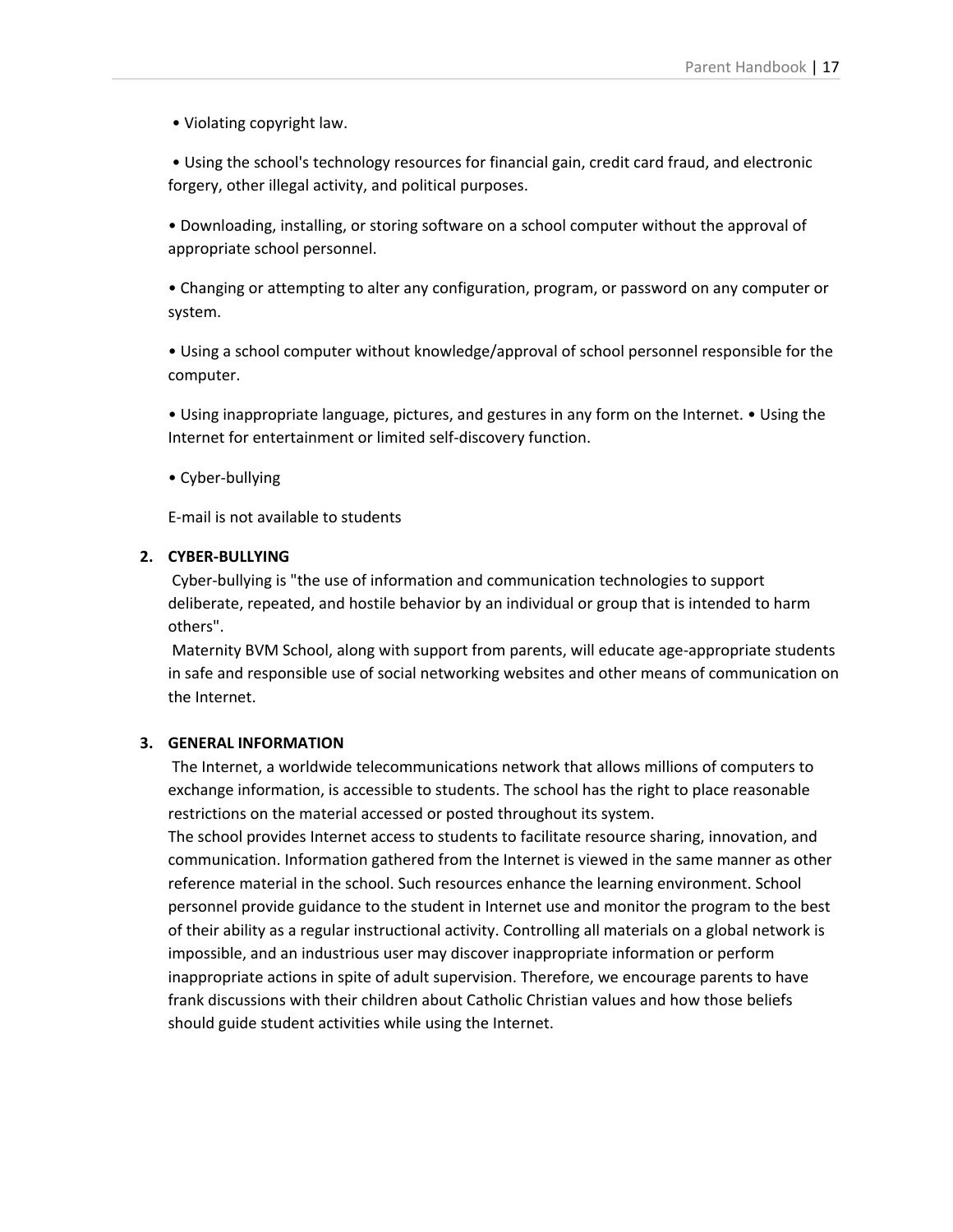- Violating copyright law.

- Using the school's technology resources for financial gain, credit card fraud, and electronic forgery, other illegal activity, and political purposes.

- Downloading, installing, or storing software on a school computer without the approval of appropriate school personnel.

- Changing or attempting to alter any configuration, program, or password on any computer or system.

- Using a school computer without knowledge/approval of school personnel responsible for the computer.

- Using inappropriate language, pictures, and gestures in any form on the Internet. • Using the Internet for entertainment or limited self-discovery function.

- Cyber-bullying

E-mail is not available to students

**2. CYBER-BULLYING**

Cyber-bullying is "the use of information and communication technologies to support deliberate, repeated, and hostile behavior by an individual or group that is intended to harm others".

Maternity BVM School, along with support from parents, will educate age-appropriate students in safe and responsible use of social networking websites and other means of communication on the Internet.

**3. GENERAL INFORMATION**

The Internet, a worldwide telecommunications network that allows millions of computers to exchange information, is accessible to students. The school has the right to place reasonable restrictions on the material accessed or posted throughout its system.

The school provides Internet access to students to facilitate resource sharing, innovation, and communication. Information gathered from the Internet is viewed in the same manner as other reference material in the school. Such resources enhance the learning environment. School personnel provide guidance to the student in Internet use and monitor the program to the best of their ability as a regular instructional activity. Controlling all materials on a global network is impossible, and an industrious user may discover inappropriate information or perform inappropriate actions in spite of adult supervision. Therefore, we encourage parents to have frank discussions with their children about Catholic Christian values and how those beliefs should guide student activities while using the Internet.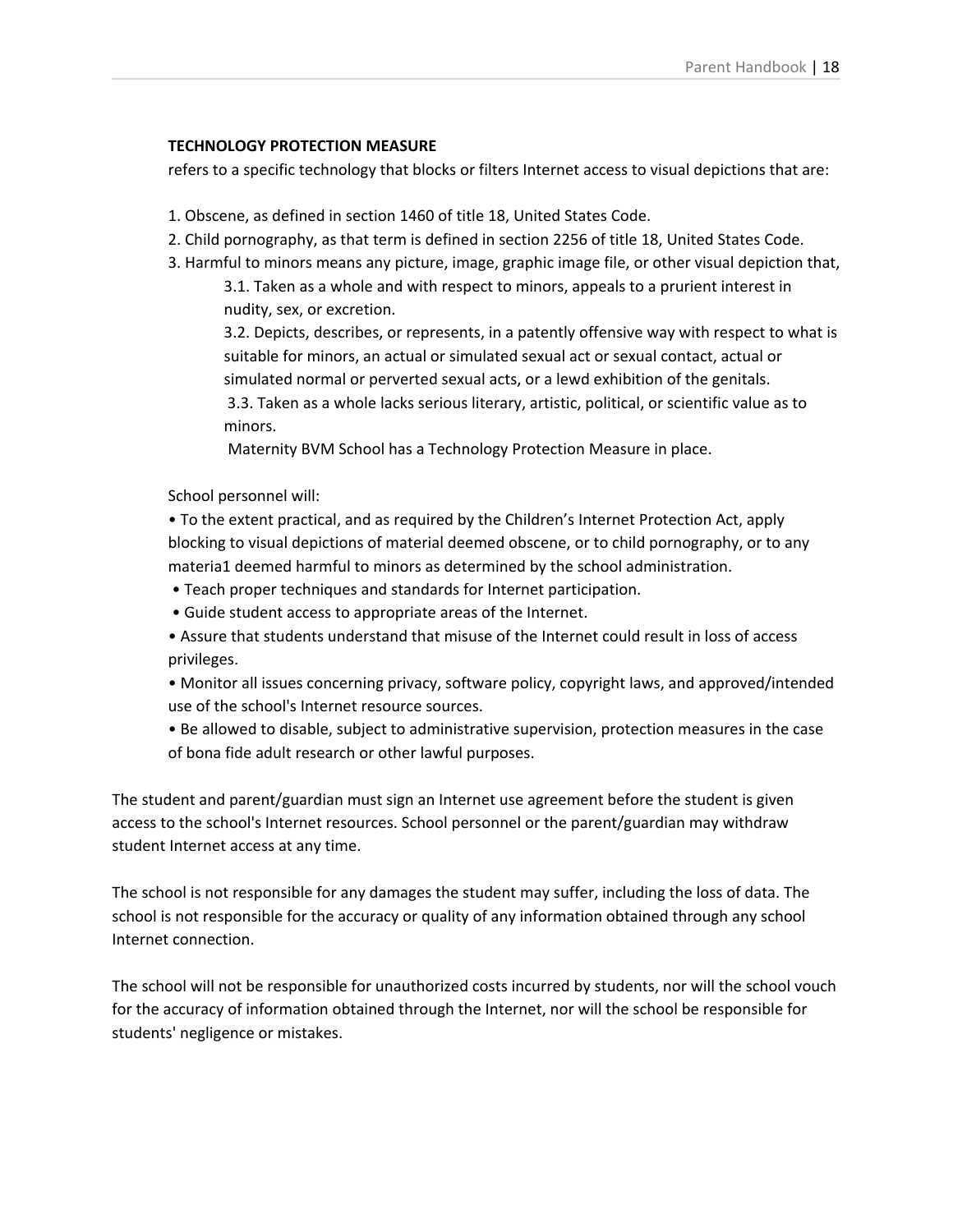**TECHNOLOGY PROTECTION MEASURE**

refers to a specific technology that blocks or filters Internet access to visual depictions that are:

1. Obscene, as defined in section 1460 of title 18, United States Code.
2. Child pornography, as that term is defined in section 2256 of title 18, United States Code.
3. Harmful to minors means any picture, image, graphic image file, or other visual depiction that,
   - 3.1. Taken as a whole and with respect to minors, appeals to a prurient interest in nudity, sex, or excretion.
   - 3.2. Depicts, describes, or represents, in a patently offensive way with respect to what is suitable for minors, an actual or simulated sexual act or sexual contact, actual or simulated normal or perverted sexual acts, or a lewd exhibition of the genitals.
   - 3.3. Taken as a whole lacks serious literary, artistic, political, or scientific value as to minors.

   Maternity BVM School has a Technology Protection Measure in place.

School personnel will:

- To the extent practical, and as required by the Children's Internet Protection Act, apply blocking to visual depictions of material deemed obscene, or to child pornography, or to any materia1 deemed harmful to minors as determined by the school administration.
- Teach proper techniques and standards for Internet participation.
- Guide student access to appropriate areas of the Internet.
- Assure that students understand that misuse of the Internet could result in loss of access privileges.
- Monitor all issues concerning privacy, software policy, copyright laws, and approved/intended use of the school's Internet resource sources.
- Be allowed to disable, subject to administrative supervision, protection measures in the case of bona fide adult research or other lawful purposes.

The student and parent/guardian must sign an Internet use agreement before the student is given access to the school's Internet resources. School personnel or the parent/guardian may withdraw student Internet access at any time.

The school is not responsible for any damages the student may suffer, including the loss of data. The school is not responsible for the accuracy or quality of any information obtained through any school Internet connection.

The school will not be responsible for unauthorized costs incurred by students, nor will the school vouch for the accuracy of information obtained through the Internet, nor will the school be responsible for students' negligence or mistakes.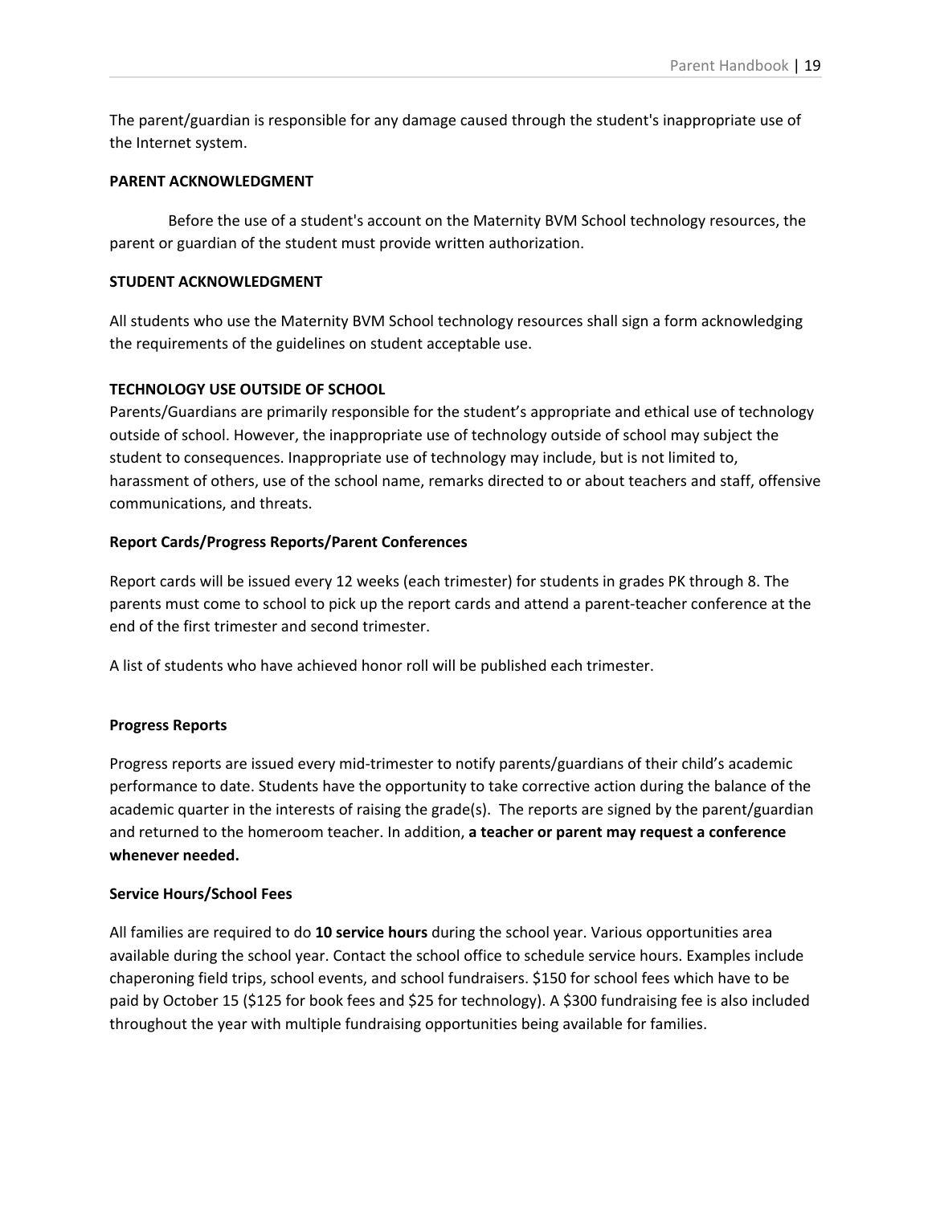The parent/guardian is responsible for any damage caused through the student's inappropriate use of the Internet system.

**PARENT ACKNOWLEDGMENT**

Before the use of a student's account on the Maternity BVM School technology resources, the parent or guardian of the student must provide written authorization.

**STUDENT ACKNOWLEDGMENT**

All students who use the Maternity BVM School technology resources shall sign a form acknowledging the requirements of the guidelines on student acceptable use.

**TECHNOLOGY USE OUTSIDE OF SCHOOL**

Parents/Guardians are primarily responsible for the student's appropriate and ethical use of technology outside of school. However, the inappropriate use of technology outside of school may subject the student to consequences. Inappropriate use of technology may include, but is not limited to, harassment of others, use of the school name, remarks directed to or about teachers and staff, offensive communications, and threats.

**Report Cards/Progress Reports/Parent Conferences**

Report cards will be issued every 12 weeks (each trimester) for students in grades PK through 8. The parents must come to school to pick up the report cards and attend a parent-teacher conference at the end of the first trimester and second trimester.

A list of students who have achieved honor roll will be published each trimester.

**Progress Reports**

Progress reports are issued every mid-trimester to notify parents/guardians of their child's academic performance to date. Students have the opportunity to take corrective action during the balance of the academic quarter in the interests of raising the grade(s). The reports are signed by the parent/guardian and returned to the homeroom teacher. In addition, **a teacher or parent may request a conference whenever needed.**

**Service Hours/School Fees**

All families are required to do **10 service hours** during the school year. Various opportunities area available during the school year. Contact the school office to schedule service hours. Examples include chaperoning field trips, school events, and school fundraisers. $150 for school fees which have to be paid by October 15 ($125 for book fees and $25 for technology). A $300 fundraising fee is also included throughout the year with multiple fundraising opportunities being available for families.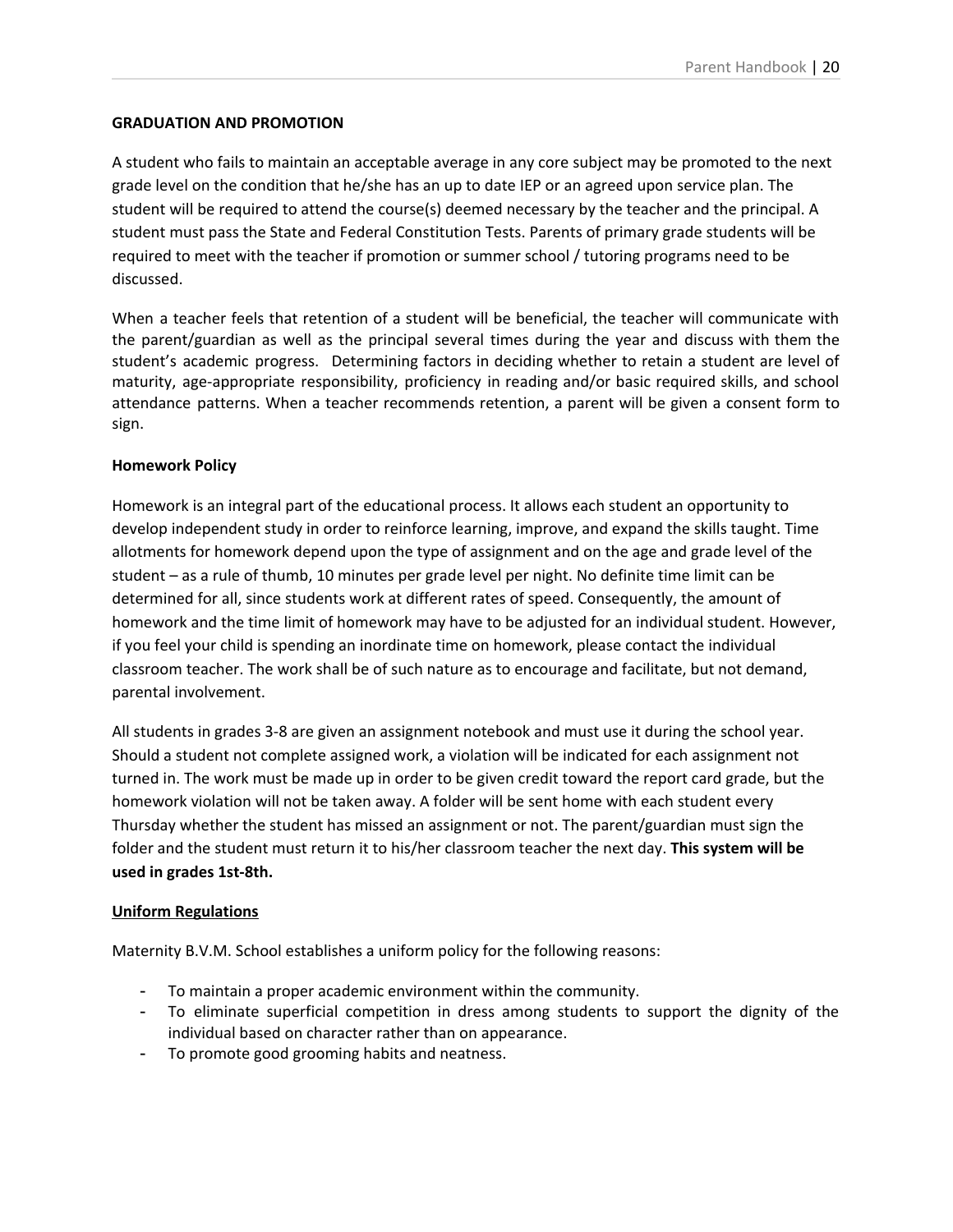**GRADUATION AND PROMOTION**

A student who fails to maintain an acceptable average in any core subject may be promoted to the next grade level on the condition that he/she has an up to date IEP or an agreed upon service plan. The student will be required to attend the course(s) deemed necessary by the teacher and the principal. A student must pass the State and Federal Constitution Tests. Parents of primary grade students will be required to meet with the teacher if promotion or summer school / tutoring programs need to be discussed.

When a teacher feels that retention of a student will be beneficial, the teacher will communicate with the parent/guardian as well as the principal several times during the year and discuss with them the student's academic progress. Determining factors in deciding whether to retain a student are level of maturity, age-appropriate responsibility, proficiency in reading and/or basic required skills, and school attendance patterns. When a teacher recommends retention, a parent will be given a consent form to sign.

**Homework Policy**

Homework is an integral part of the educational process. It allows each student an opportunity to develop independent study in order to reinforce learning, improve, and expand the skills taught. Time allotments for homework depend upon the type of assignment and on the age and grade level of the student – as a rule of thumb, 10 minutes per grade level per night. No definite time limit can be determined for all, since students work at different rates of speed. Consequently, the amount of homework and the time limit of homework may have to be adjusted for an individual student. However, if you feel your child is spending an inordinate time on homework, please contact the individual classroom teacher. The work shall be of such nature as to encourage and facilitate, but not demand, parental involvement.

All students in grades 3-8 are given an assignment notebook and must use it during the school year. Should a student not complete assigned work, a violation will be indicated for each assignment not turned in. The work must be made up in order to be given credit toward the report card grade, but the homework violation will not be taken away. A folder will be sent home with each student every Thursday whether the student has missed an assignment or not. The parent/guardian must sign the folder and the student must return it to his/her classroom teacher the next day. **This system will be used in grades 1st-8th.**

**Uniform Regulations**

Maternity B.V.M. School establishes a uniform policy for the following reasons:

- To maintain a proper academic environment within the community.
- To eliminate superficial competition in dress among students to support the dignity of the individual based on character rather than on appearance.
- To promote good grooming habits and neatness.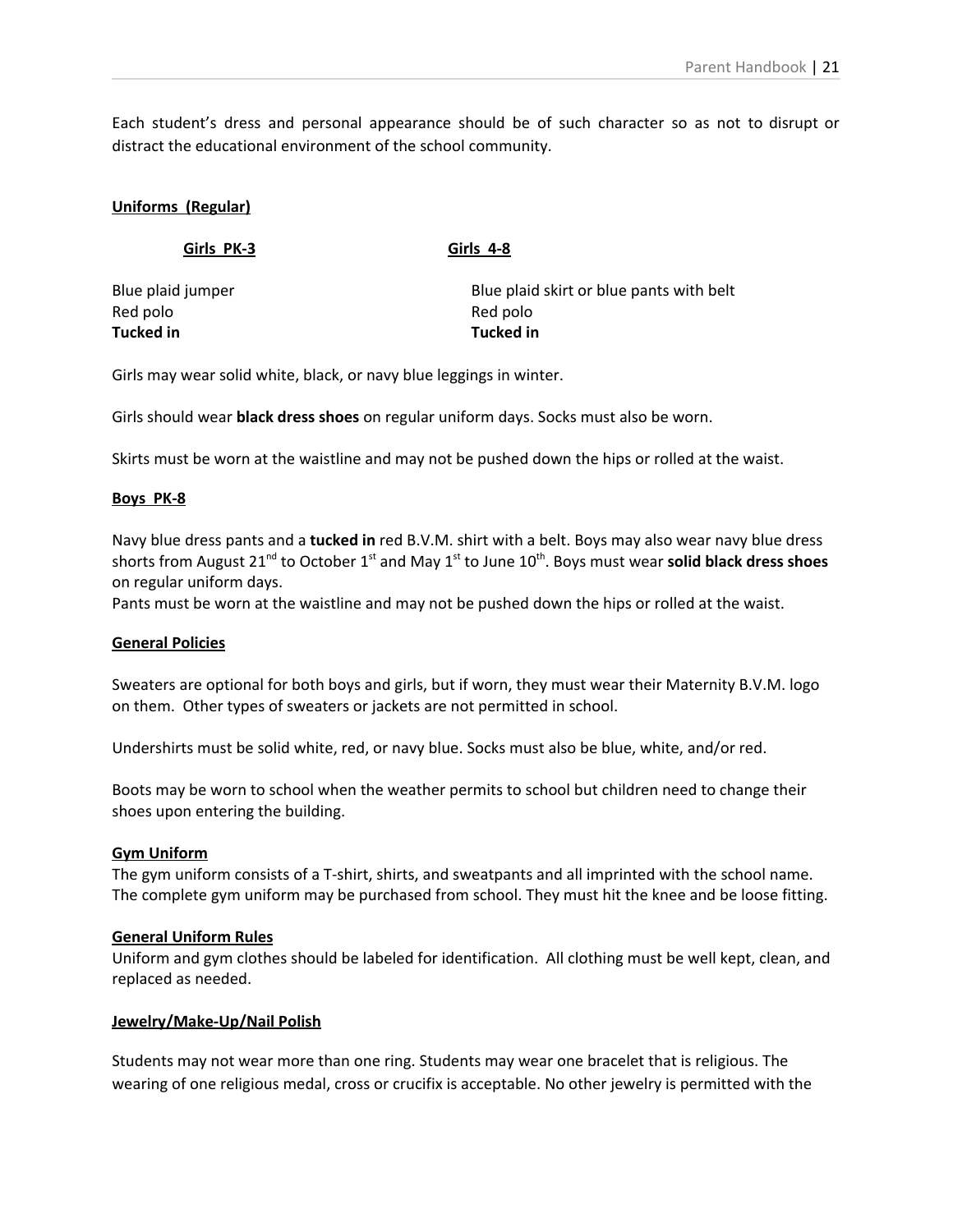Each student's dress and personal appearance should be of such character so as not to disrupt or distract the educational environment of the school community.

**Uniforms (Regular)**

| Girls PK-3 | Girls 4-8 |
| --- | --- |
| Blue plaid jumper | Blue plaid skirt or blue pants with belt |
| Red polo | Red polo |
| **Tucked in** | **Tucked in** |

Girls may wear solid white, black, or navy blue leggings in winter.

Girls should wear **black dress shoes** on regular uniform days. Socks must also be worn.

Skirts must be worn at the waistline and may not be pushed down the hips or rolled at the waist.

**Boys PK-8**

Navy blue dress pants and a **tucked in** red B.V.M. shirt with a belt. Boys may also wear navy blue dress shorts from August 21st to October 1st and May 1st to June 10th. Boys must wear **solid black dress shoes** on regular uniform days.

Pants must be worn at the waistline and may not be pushed down the hips or rolled at the waist.

**General Policies**

Sweaters are optional for both boys and girls, but if worn, they must wear their Maternity B.V.M. logo on them. Other types of sweaters or jackets are not permitted in school.

Undershirts must be solid white, red, or navy blue. Socks must also be blue, white, and/or red.

Boots may be worn to school when the weather permits to school but children need to change their shoes upon entering the building.

**Gym Uniform**

The gym uniform consists of a T-shirt, shirts, and sweatpants and all imprinted with the school name. The complete gym uniform may be purchased from school. They must hit the knee and be loose fitting.

**General Uniform Rules**

Uniform and gym clothes should be labeled for identification. All clothing must be well kept, clean, and replaced as needed.

**Jewelry/Make-Up/Nail Polish**

Students may not wear more than one ring. Students may wear one bracelet that is religious. The wearing of one religious medal, cross or crucifix is acceptable. No other jewelry is permitted with the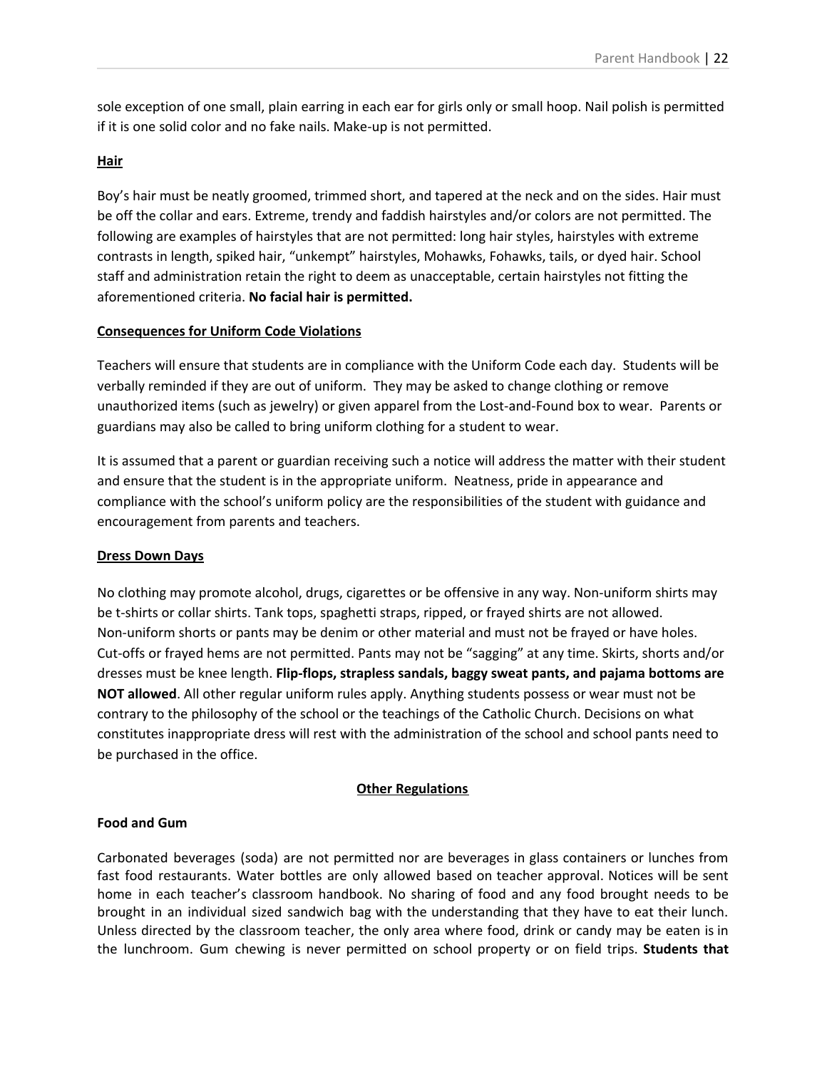sole exception of one small, plain earring in each ear for girls only or small hoop. Nail polish is permitted if it is one solid color and no fake nails. Make-up is not permitted.

**Hair**

Boy's hair must be neatly groomed, trimmed short, and tapered at the neck and on the sides. Hair must be off the collar and ears. Extreme, trendy and faddish hairstyles and/or colors are not permitted. The following are examples of hairstyles that are not permitted: long hair styles, hairstyles with extreme contrasts in length, spiked hair, "unkempt" hairstyles, Mohawks, Fohawks, tails, or dyed hair. School staff and administration retain the right to deem as unacceptable, certain hairstyles not fitting the aforementioned criteria. **No facial hair is permitted.**

**Consequences for Uniform Code Violations**

Teachers will ensure that students are in compliance with the Uniform Code each day. Students will be verbally reminded if they are out of uniform. They may be asked to change clothing or remove unauthorized items (such as jewelry) or given apparel from the Lost-and-Found box to wear. Parents or guardians may also be called to bring uniform clothing for a student to wear.

It is assumed that a parent or guardian receiving such a notice will address the matter with their student and ensure that the student is in the appropriate uniform. Neatness, pride in appearance and compliance with the school's uniform policy are the responsibilities of the student with guidance and encouragement from parents and teachers.

**Dress Down Days**

No clothing may promote alcohol, drugs, cigarettes or be offensive in any way. Non-uniform shirts may be t-shirts or collar shirts. Tank tops, spaghetti straps, ripped, or frayed shirts are not allowed. Non-uniform shorts or pants may be denim or other material and must not be frayed or have holes. Cut-offs or frayed hems are not permitted. Pants may not be "sagging" at any time. Skirts, shorts and/or dresses must be knee length. **Flip-flops, strapless sandals, baggy sweat pants, and pajama bottoms are NOT allowed**. All other regular uniform rules apply. Anything students possess or wear must not be contrary to the philosophy of the school or the teachings of the Catholic Church. Decisions on what constitutes inappropriate dress will rest with the administration of the school and school pants need to be purchased in the office.

## Other Regulations

**Food and Gum**

Carbonated beverages (soda) are not permitted nor are beverages in glass containers or lunches from fast food restaurants. Water bottles are only allowed based on teacher approval. Notices will be sent home in each teacher's classroom handbook. No sharing of food and any food brought needs to be brought in an individual sized sandwich bag with the understanding that they have to eat their lunch. Unless directed by the classroom teacher, the only area where food, drink or candy may be eaten is in the lunchroom. Gum chewing is never permitted on school property or on field trips. **Students that**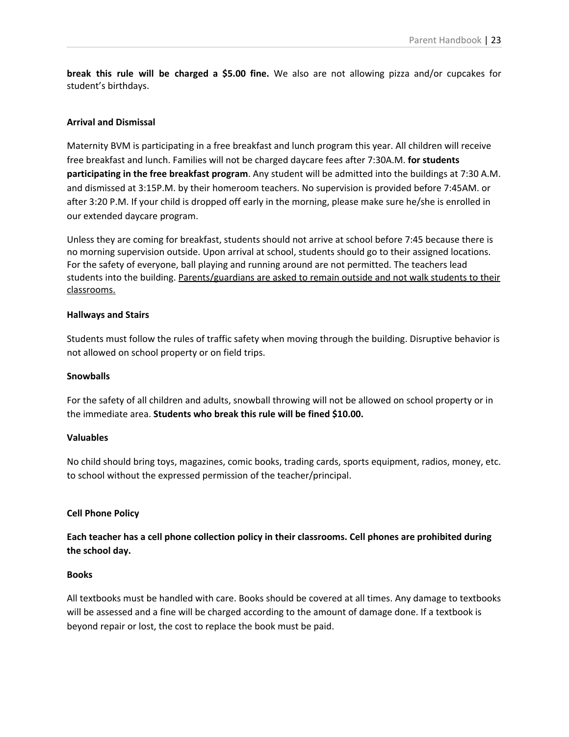**break this rule will be charged a $5.00 fine.** We also are not allowing pizza and/or cupcakes for student's birthdays.

**Arrival and Dismissal**

Maternity BVM is participating in a free breakfast and lunch program this year. All children will receive free breakfast and lunch. Families will not be charged daycare fees after 7:30A.M. **for students participating in the free breakfast program**. Any student will be admitted into the buildings at 7:30 A.M. and dismissed at 3:15P.M. by their homeroom teachers. No supervision is provided before 7:45AM. or after 3:20 P.M. If your child is dropped off early in the morning, please make sure he/she is enrolled in our extended daycare program.

Unless they are coming for breakfast, students should not arrive at school before 7:45 because there is no morning supervision outside. Upon arrival at school, students should go to their assigned locations. For the safety of everyone, ball playing and running around are not permitted. The teachers lead students into the building. <u>Parents/guardians are asked to remain outside and not walk students to their classrooms.</u>

**Hallways and Stairs**

Students must follow the rules of traffic safety when moving through the building. Disruptive behavior is not allowed on school property or on field trips.

**Snowballs**

For the safety of all children and adults, snowball throwing will not be allowed on school property or in the immediate area. **Students who break this rule will be fined $10.00.**

**Valuables**

No child should bring toys, magazines, comic books, trading cards, sports equipment, radios, money, etc. to school without the expressed permission of the teacher/principal.

**Cell Phone Policy**

**Each teacher has a cell phone collection policy in their classrooms. Cell phones are prohibited during the school day.**

**Books**

All textbooks must be handled with care. Books should be covered at all times. Any damage to textbooks will be assessed and a fine will be charged according to the amount of damage done. If a textbook is beyond repair or lost, the cost to replace the book must be paid.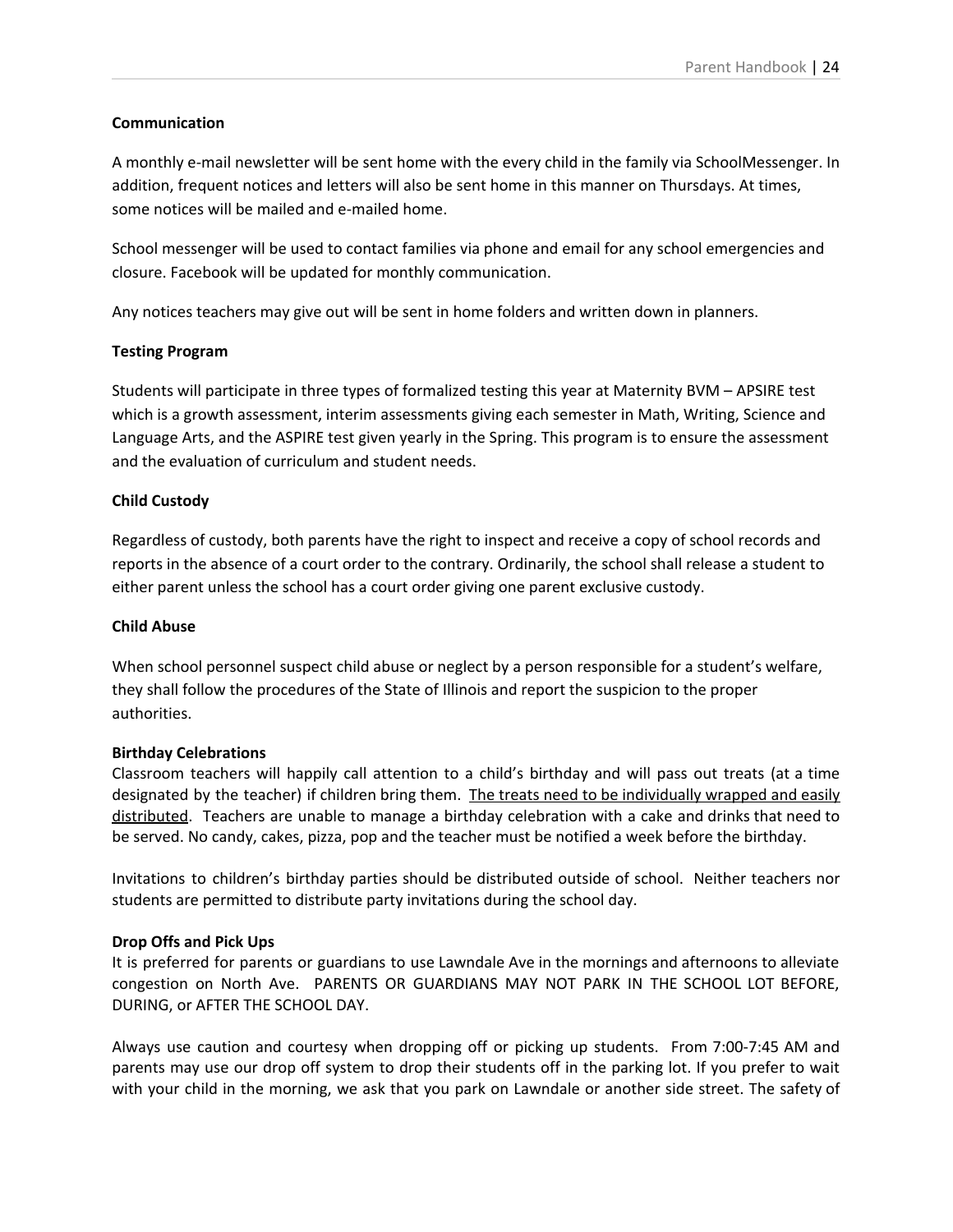**Communication**

A monthly e-mail newsletter will be sent home with the every child in the family via SchoolMessenger. In addition, frequent notices and letters will also be sent home in this manner on Thursdays. At times, some notices will be mailed and e-mailed home.

School messenger will be used to contact families via phone and email for any school emergencies and closure. Facebook will be updated for monthly communication.

Any notices teachers may give out will be sent in home folders and written down in planners.

**Testing Program**

Students will participate in three types of formalized testing this year at Maternity BVM – APSIRE test which is a growth assessment, interim assessments giving each semester in Math, Writing, Science and Language Arts, and the ASPIRE test given yearly in the Spring. This program is to ensure the assessment and the evaluation of curriculum and student needs.

**Child Custody**

Regardless of custody, both parents have the right to inspect and receive a copy of school records and reports in the absence of a court order to the contrary. Ordinarily, the school shall release a student to either parent unless the school has a court order giving one parent exclusive custody.

**Child Abuse**

When school personnel suspect child abuse or neglect by a person responsible for a student's welfare, they shall follow the procedures of the State of Illinois and report the suspicion to the proper authorities.

**Birthday Celebrations**

Classroom teachers will happily call attention to a child's birthday and will pass out treats (at a time designated by the teacher) if children bring them. The treats need to be individually wrapped and easily distributed. Teachers are unable to manage a birthday celebration with a cake and drinks that need to be served. No candy, cakes, pizza, pop and the teacher must be notified a week before the birthday.

Invitations to children's birthday parties should be distributed outside of school. Neither teachers nor students are permitted to distribute party invitations during the school day.

**Drop Offs and Pick Ups**

It is preferred for parents or guardians to use Lawndale Ave in the mornings and afternoons to alleviate congestion on North Ave. PARENTS OR GUARDIANS MAY NOT PARK IN THE SCHOOL LOT BEFORE, DURING, or AFTER THE SCHOOL DAY.

Always use caution and courtesy when dropping off or picking up students. From 7:00-7:45 AM and parents may use our drop off system to drop their students off in the parking lot. If you prefer to wait with your child in the morning, we ask that you park on Lawndale or another side street. The safety of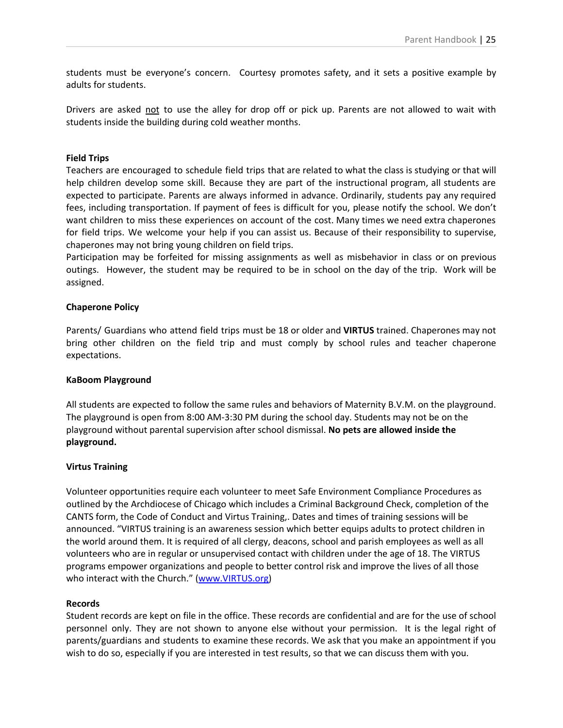students must be everyone's concern. Courtesy promotes safety, and it sets a positive example by adults for students.

Drivers are asked <u>not</u> to use the alley for drop off or pick up. Parents are not allowed to wait with students inside the building during cold weather months.

**Field Trips**

Teachers are encouraged to schedule field trips that are related to what the class is studying or that will help children develop some skill. Because they are part of the instructional program, all students are expected to participate. Parents are always informed in advance. Ordinarily, students pay any required fees, including transportation. If payment of fees is difficult for you, please notify the school. We don't want children to miss these experiences on account of the cost. Many times we need extra chaperones for field trips. We welcome your help if you can assist us. Because of their responsibility to supervise, chaperones may not bring young children on field trips.

Participation may be forfeited for missing assignments as well as misbehavior in class or on previous outings. However, the student may be required to be in school on the day of the trip. Work will be assigned.

**Chaperone Policy**

Parents/ Guardians who attend field trips must be 18 or older and **VIRTUS** trained. Chaperones may not bring other children on the field trip and must comply by school rules and teacher chaperone expectations.

**KaBoom Playground**

All students are expected to follow the same rules and behaviors of Maternity B.V.M. on the playground. The playground is open from 8:00 AM-3:30 PM during the school day. Students may not be on the playground without parental supervision after school dismissal. **No pets are allowed inside the playground.**

**Virtus Training**

Volunteer opportunities require each volunteer to meet Safe Environment Compliance Procedures as outlined by the Archdiocese of Chicago which includes a Criminal Background Check, completion of the CANTS form, the Code of Conduct and Virtus Training,. Dates and times of training sessions will be announced. "VIRTUS training is an awareness session which better equips adults to protect children in the world around them. It is required of all clergy, deacons, school and parish employees as well as all volunteers who are in regular or unsupervised contact with children under the age of 18. The VIRTUS programs empower organizations and people to better control risk and improve the lives of all those who interact with the Church." (www.VIRTUS.org)

**Records**

Student records are kept on file in the office. These records are confidential and are for the use of school personnel only. They are not shown to anyone else without your permission. It is the legal right of parents/guardians and students to examine these records. We ask that you make an appointment if you wish to do so, especially if you are interested in test results, so that we can discuss them with you.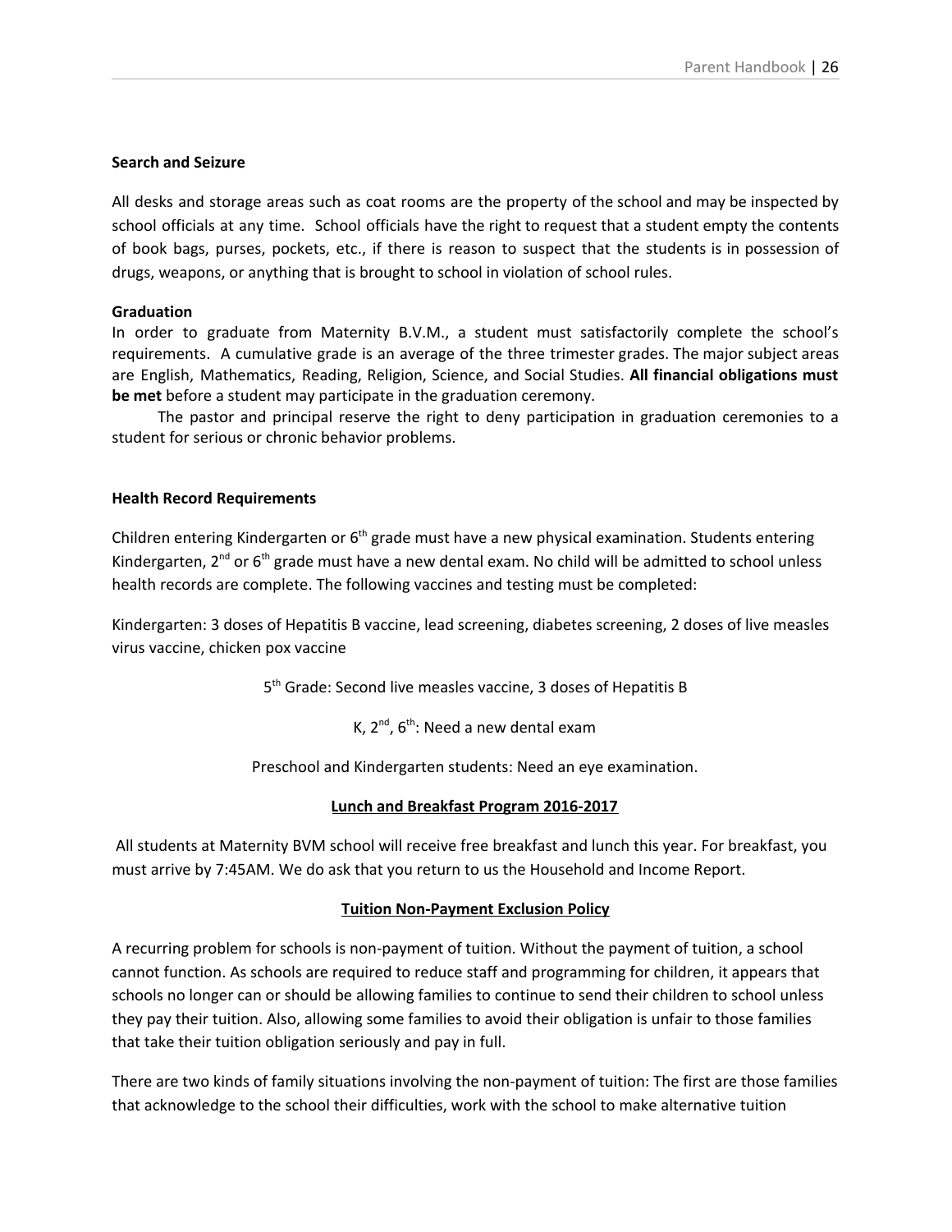**Search and Seizure**

All desks and storage areas such as coat rooms are the property of the school and may be inspected by school officials at any time. School officials have the right to request that a student empty the contents of book bags, purses, pockets, etc., if there is reason to suspect that the students is in possession of drugs, weapons, or anything that is brought to school in violation of school rules.

**Graduation**

In order to graduate from Maternity B.V.M., a student must satisfactorily complete the school's requirements. A cumulative grade is an average of the three trimester grades. The major subject areas are English, Mathematics, Reading, Religion, Science, and Social Studies. **All financial obligations must be met** before a student may participate in the graduation ceremony.

The pastor and principal reserve the right to deny participation in graduation ceremonies to a student for serious or chronic behavior problems.

**Health Record Requirements**

Children entering Kindergarten or 6th grade must have a new physical examination. Students entering Kindergarten, 2nd or 6th grade must have a new dental exam. No child will be admitted to school unless health records are complete. The following vaccines and testing must be completed:

Kindergarten: 3 doses of Hepatitis B vaccine, lead screening, diabetes screening, 2 doses of live measles virus vaccine, chicken pox vaccine

5th Grade: Second live measles vaccine, 3 doses of Hepatitis B

K, 2nd, 6th: Need a new dental exam

Preschool and Kindergarten students: Need an eye examination.

**Lunch and Breakfast Program 2016-2017**

All students at Maternity BVM school will receive free breakfast and lunch this year. For breakfast, you must arrive by 7:45AM. We do ask that you return to us the Household and Income Report.

**Tuition Non-Payment Exclusion Policy**

A recurring problem for schools is non-payment of tuition. Without the payment of tuition, a school cannot function. As schools are required to reduce staff and programming for children, it appears that schools no longer can or should be allowing families to continue to send their children to school unless they pay their tuition. Also, allowing some families to avoid their obligation is unfair to those families that take their tuition obligation seriously and pay in full.

There are two kinds of family situations involving the non-payment of tuition: The first are those families that acknowledge to the school their difficulties, work with the school to make alternative tuition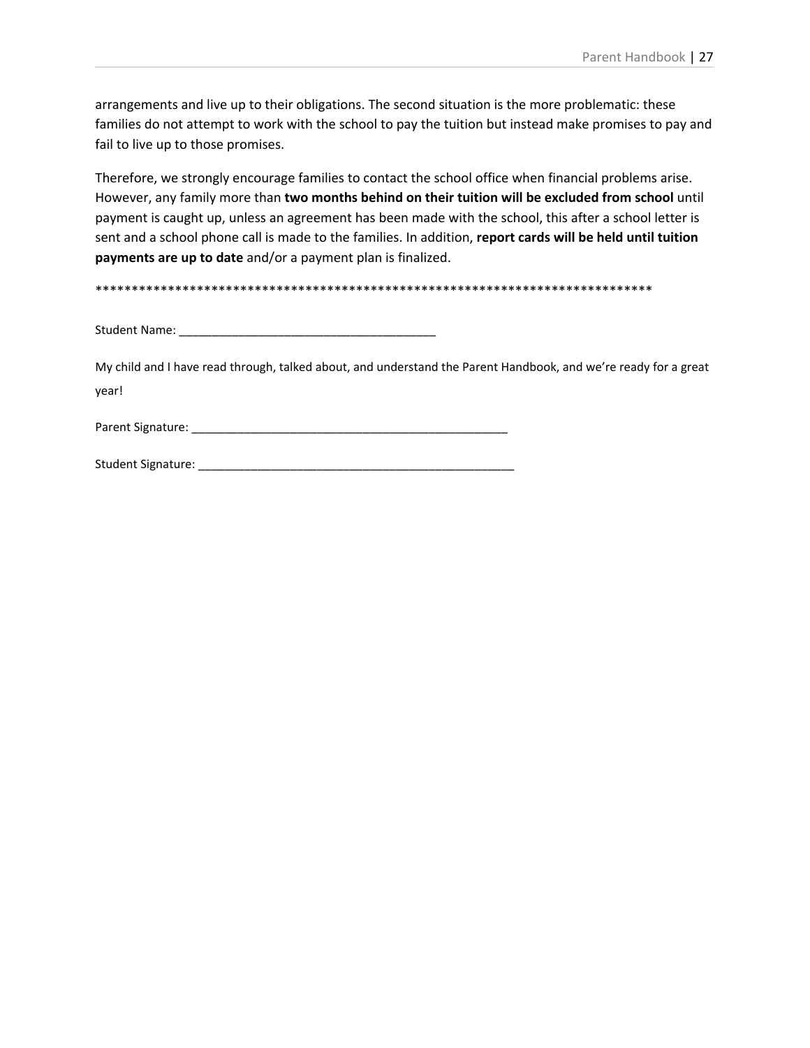arrangements and live up to their obligations. The second situation is the more problematic: these families do not attempt to work with the school to pay the tuition but instead make promises to pay and fail to live up to those promises.

Therefore, we strongly encourage families to contact the school office when financial problems arise. However, any family more than **two months behind on their tuition will be excluded from school** until payment is caught up, unless an agreement has been made with the school, this after a school letter is sent and a school phone call is made to the families. In addition, **report cards will be held until tuition payments are up to date** and/or a payment plan is finalized.

********************************************************************************

Student Name: _______________________________________

My child and I have read through, talked about, and understand the Parent Handbook, and we're ready for a great year!

Parent Signature: ________________________________________________

Student Signature: ________________________________________________